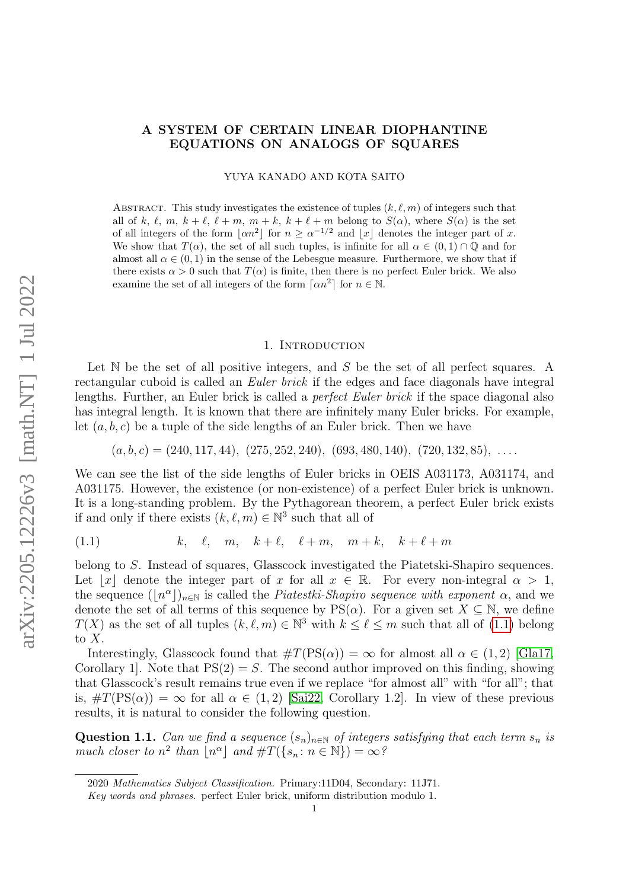# A SYSTEM OF CERTAIN LINEAR DIOPHANTINE EQUATIONS ON ANALOGS OF SQUARES

YUYA KANADO AND KOTA SAITO

Abstract. This study investigates the existence of tuples $(k, \ell, m)$ of integers such that all of $k$, $\ell$, $m$, $k+\ell$, $\ell+m$, $m+k$, $k+\ell+m$ belong to $S(\alpha)$, where $S(\alpha)$ is the set of all integers of the form $\lfloor \alpha n^2 \rfloor$ for $n \geq \alpha^{-1/2}$ and $\lfloor x \rfloor$ denotes the integer part of $x$. We show that $T(\alpha)$, the set of all such tuples, is infinite for all $\alpha \in (0,1) \cap \mathbb{Q}$ and for almost all $\alpha \in (0,1)$ in the sense of the Lebesgue measure. Furthermore, we show that if there exists $\alpha > 0$ such that $T(\alpha)$ is finite, then there is no perfect Euler brick. We also examine the set of all integers of the form $\lceil \alpha n^2 \rceil$ for $n \in \mathbb{N}$.

## 1. Introduction

Let $\mathbb{N}$ be the set of all positive integers, and $S$ be the set of all perfect squares. A rectangular cuboid is called an *Euler brick* if the edges and face diagonals have integral lengths. Further, an Euler brick is called a *perfect Euler brick* if the space diagonal also has integral length. It is known that there are infinitely many Euler bricks. For example, let $(a, b, c)$ be a tuple of the side lengths of an Euler brick. Then we have

$$(a, b, c) = (240, 117, 44),\ (275, 252, 240),\ (693, 480, 140),\ (720, 132, 85),\ \ldots.$$

We can see the list of the side lengths of Euler bricks in OEIS A031173, A031174, and A031175. However, the existence (or non-existence) of a perfect Euler brick is unknown. It is a long-standing problem. By the Pythagorean theorem, a perfect Euler brick exists if and only if there exists $(k, \ell, m) \in \mathbb{N}^3$ such that all of

$$k, \quad \ell, \quad m, \quad k+\ell, \quad \ell+m, \quad m+k, \quad k+\ell+m \tag{1.1}$$

belong to $S$. Instead of squares, Glasscock investigated the Piatetski-Shapiro sequences. Let $\lfloor x \rfloor$ denote the integer part of $x$ for all $x \in \mathbb{R}$. For every non-integral $\alpha > 1$, the sequence $(\lfloor n^\alpha \rfloor)_{n \in \mathbb{N}}$ is called the *Piatestki-Shapiro sequence with exponent* $\alpha$, and we denote the set of all terms of this sequence by $\mathrm{PS}(\alpha)$. For a given set $X \subseteq \mathbb{N}$, we define $T(X)$ as the set of all tuples $(k, \ell, m) \in \mathbb{N}^3$ with $k \leq \ell \leq m$ such that all of (1.1) belong to $X$.

Interestingly, Glasscock found that $\#T(\mathrm{PS}(\alpha)) = \infty$ for almost all $\alpha \in (1, 2)$ [Gla17, Corollary 1]. Note that $\mathrm{PS}(2) = S$. The second author improved on this finding, showing that Glasscock's result remains true even if we replace "for almost all" with "for all"; that is, $\#T(\mathrm{PS}(\alpha)) = \infty$ for all $\alpha \in (1, 2)$ [Sai22, Corollary 1.2]. In view of these previous results, it is natural to consider the following question.

**Question 1.1.** *Can we find a sequence $(s_n)_{n \in \mathbb{N}}$ of integers satisfying that each term $s_n$ is much closer to $n^2$ than $\lfloor n^\alpha \rfloor$ and $\#T(\{s_n : n \in \mathbb{N}\}) = \infty$?*

---

2020 *Mathematics Subject Classification.* Primary:11D04, Secondary: 11J71.

*Key words and phrases.* perfect Euler brick, uniform distribution modulo 1.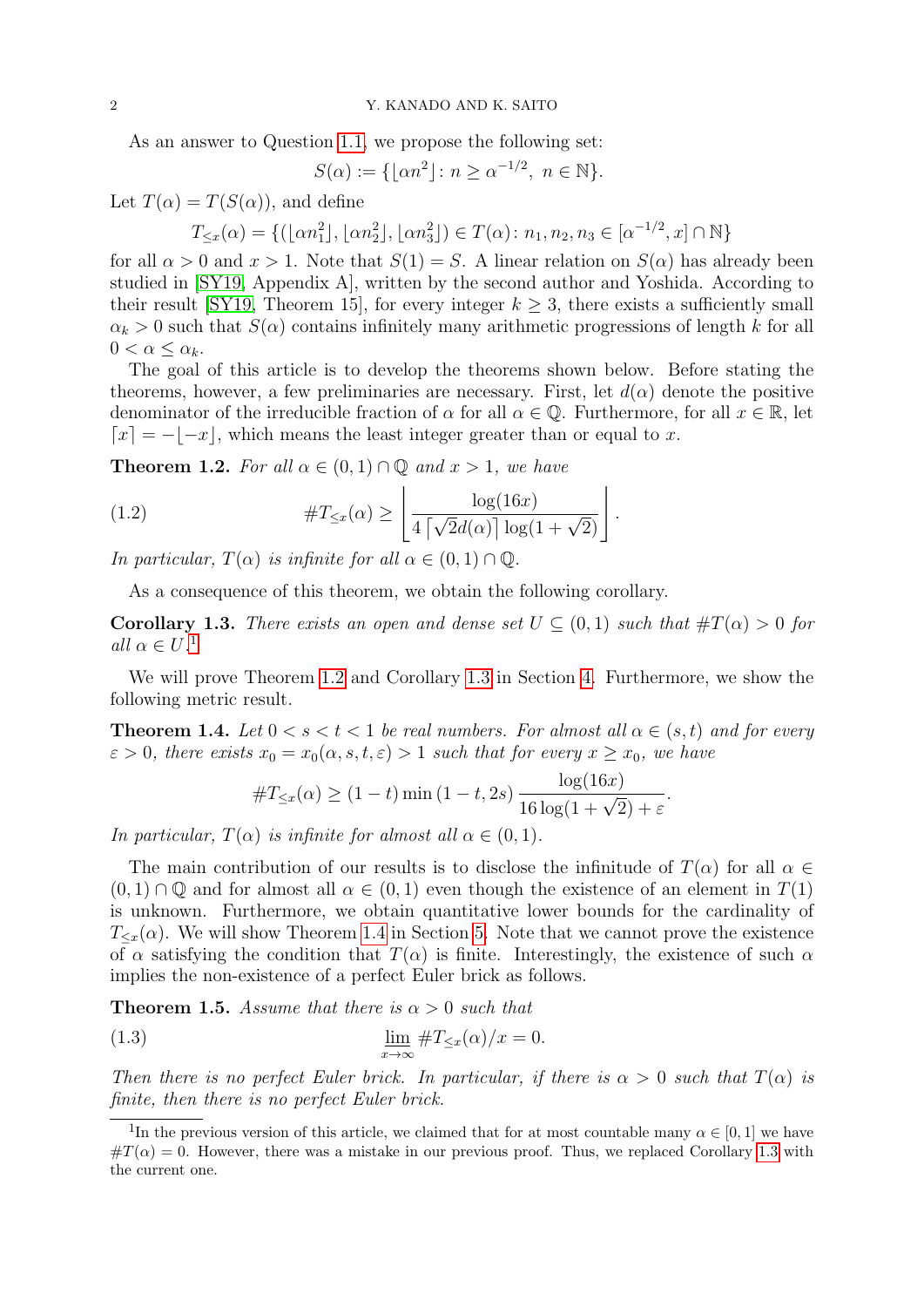As an answer to Question 1.1, we propose the following set:

$$S(\alpha) := \{\lfloor \alpha n^2 \rfloor : n \geq \alpha^{-1/2},\ n \in \mathbb{N}\}.$$

Let $T(\alpha) = T(S(\alpha))$, and define

$$T_{\leq x}(\alpha) = \{(\lfloor \alpha n_1^2 \rfloor, \lfloor \alpha n_2^2 \rfloor, \lfloor \alpha n_3^2 \rfloor) \in T(\alpha) : n_1, n_2, n_3 \in [\alpha^{-1/2}, x] \cap \mathbb{N}\}$$

for all $\alpha > 0$ and $x > 1$. Note that $S(1) = S$. A linear relation on $S(\alpha)$ has already been studied in [SY19, Appendix A], written by the second author and Yoshida. According to their result [SY19, Theorem 15], for every integer $k \geq 3$, there exists a sufficiently small $\alpha_k > 0$ such that $S(\alpha)$ contains infinitely many arithmetic progressions of length $k$ for all $0 < \alpha \leq \alpha_k$.

The goal of this article is to develop the theorems shown below. Before stating the theorems, however, a few preliminaries are necessary. First, let $d(\alpha)$ denote the positive denominator of the irreducible fraction of $\alpha$ for all $\alpha \in \mathbb{Q}$. Furthermore, for all $x \in \mathbb{R}$, let $\lceil x \rceil = -\lfloor -x \rfloor$, which means the least integer greater than or equal to $x$.

**Theorem 1.2.** *For all $\alpha \in (0,1) \cap \mathbb{Q}$ and $x > 1$, we have*

$$\#T_{\leq x}(\alpha) \geq \left\lfloor \frac{\log(16x)}{4\lceil \sqrt{2}d(\alpha) \rceil \log(1+\sqrt{2})} \right\rfloor . \tag{1.2}$$

*In particular, $T(\alpha)$ is infinite for all $\alpha \in (0,1) \cap \mathbb{Q}$.*

As a consequence of this theorem, we obtain the following corollary.

**Corollary 1.3.** *There exists an open and dense set $U \subseteq (0,1)$ such that $\#T(\alpha) > 0$ for all $\alpha \in U$.*[1]

We will prove Theorem 1.2 and Corollary 1.3 in Section 4. Furthermore, we show the following metric result.

**Theorem 1.4.** *Let $0 < s < t < 1$ be real numbers. For almost all $\alpha \in (s,t)$ and for every $\varepsilon > 0$, there exists $x_0 = x_0(\alpha, s, t, \varepsilon) > 1$ such that for every $x \geq x_0$, we have*

$$\#T_{\leq x}(\alpha) \geq (1-t)\min(1-t, 2s)\,\frac{\log(16x)}{16\log(1+\sqrt{2}) + \varepsilon}.$$

*In particular, $T(\alpha)$ is infinite for almost all $\alpha \in (0,1)$.*

The main contribution of our results is to disclose the infinitude of $T(\alpha)$ for all $\alpha \in (0,1) \cap \mathbb{Q}$ and for almost all $\alpha \in (0,1)$ even though the existence of an element in $T(1)$ is unknown. Furthermore, we obtain quantitative lower bounds for the cardinality of $T_{\leq x}(\alpha)$. We will show Theorem 1.4 in Section 5. Note that we cannot prove the existence of $\alpha$ satisfying the condition that $T(\alpha)$ is finite. Interestingly, the existence of such $\alpha$ implies the non-existence of a perfect Euler brick as follows.

**Theorem 1.5.** *Assume that there is $\alpha > 0$ such that*

$$\varliminf_{x \to \infty} \#T_{\leq x}(\alpha)/x = 0. \tag{1.3}$$

*Then there is no perfect Euler brick. In particular, if there is $\alpha > 0$ such that $T(\alpha)$ is finite, then there is no perfect Euler brick.*

---

[1] In the previous version of this article, we claimed that for at most countable many $\alpha \in [0,1]$ we have $\#T(\alpha) = 0$. However, there was a mistake in our previous proof. Thus, we replaced Corollary 1.3 with the current one.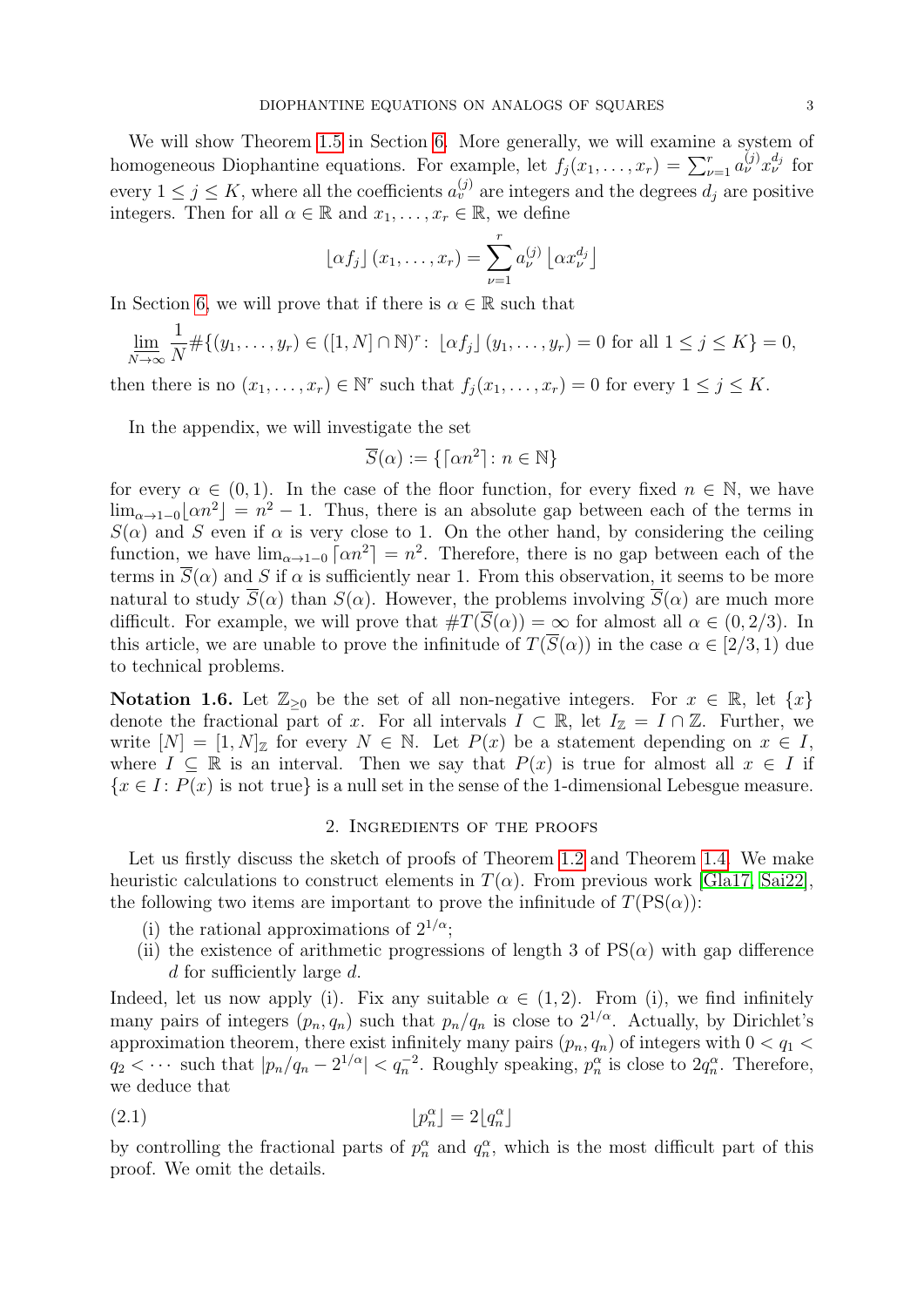We will show Theorem 1.5 in Section 6. More generally, we will examine a system of homogeneous Diophantine equations. For example, let $f_j(x_1,\ldots,x_r)=\sum_{\nu=1}^r a_\nu^{(j)}x_\nu^{d_j}$ for every $1\le j\le K$, where all the coefficients $a_v^{(j)}$ are integers and the degrees $d_j$ are positive integers. Then for all $\alpha\in\mathbb{R}$ and $x_1,\ldots,x_r\in\mathbb{R}$, we define

$$\lfloor \alpha f_j\rfloor (x_1,\ldots,x_r)=\sum_{\nu=1}^r a_\nu^{(j)}\left\lfloor \alpha x_\nu^{d_j}\right\rfloor$$

In Section 6, we will prove that if there is $\alpha\in\mathbb{R}$ such that

$$\lim_{N\to\infty}\frac{1}{N}\#\{(y_1,\ldots,y_r)\in([1,N]\cap\mathbb{N})^r\colon \lfloor \alpha f_j\rfloor (y_1,\ldots,y_r)=0 \text{ for all } 1\le j\le K\}=0,$$

then there is no $(x_1,\ldots,x_r)\in\mathbb{N}^r$ such that $f_j(x_1,\ldots,x_r)=0$ for every $1\le j\le K$.

In the appendix, we will investigate the set

$$\overline{S}(\alpha):=\{\lceil \alpha n^2\rceil \colon n\in\mathbb{N}\}$$

for every $\alpha\in(0,1)$. In the case of the floor function, for every fixed $n\in\mathbb{N}$, we have $\lim_{\alpha\to 1-0}\lfloor \alpha n^2\rfloor=n^2-1$. Thus, there is an absolute gap between each of the terms in $S(\alpha)$ and $S$ even if $\alpha$ is very close to 1. On the other hand, by considering the ceiling function, we have $\lim_{\alpha\to 1-0}\lceil \alpha n^2\rceil=n^2$. Therefore, there is no gap between each of the terms in $\overline{S}(\alpha)$ and $S$ if $\alpha$ is sufficiently near 1. From this observation, it seems to be more natural to study $\overline{S}(\alpha)$ than $S(\alpha)$. However, the problems involving $\overline{S}(\alpha)$ are much more difficult. For example, we will prove that $\#T(\overline{S}(\alpha))=\infty$ for almost all $\alpha\in(0,2/3)$. In this article, we are unable to prove the infinitude of $T(\overline{S}(\alpha))$ in the case $\alpha\in[2/3,1)$ due to technical problems.

**Notation 1.6.** Let $\mathbb{Z}_{\ge 0}$ be the set of all non-negative integers. For $x\in\mathbb{R}$, let $\{x\}$ denote the fractional part of $x$. For all intervals $I\subset\mathbb{R}$, let $I_\mathbb{Z}=I\cap\mathbb{Z}$. Further, we write $[N]=[1,N]_\mathbb{Z}$ for every $N\in\mathbb{N}$. Let $P(x)$ be a statement depending on $x\in I$, where $I\subseteq\mathbb{R}$ is an interval. Then we say that $P(x)$ is true for almost all $x\in I$ if $\{x\in I\colon P(x) \text{ is not true}\}$ is a null set in the sense of the 1-dimensional Lebesgue measure.

## 2. Ingredients of the proofs

Let us firstly discuss the sketch of proofs of Theorem 1.2 and Theorem 1.4. We make heuristic calculations to construct elements in $T(\alpha)$. From previous work [Gla17, Sai22], the following two items are important to prove the infinitude of $T(\mathrm{PS}(\alpha))$:

(i) the rational approximations of $2^{1/\alpha}$;
(ii) the existence of arithmetic progressions of length 3 of $\mathrm{PS}(\alpha)$ with gap difference $d$ for sufficiently large $d$.

Indeed, let us now apply (i). Fix any suitable $\alpha\in(1,2)$. From (i), we find infinitely many pairs of integers $(p_n,q_n)$ such that $p_n/q_n$ is close to $2^{1/\alpha}$. Actually, by Dirichlet's approximation theorem, there exist infinitely many pairs $(p_n,q_n)$ of integers with $0<q_1<q_2<\cdots$ such that $|p_n/q_n-2^{1/\alpha}|<q_n^{-2}$. Roughly speaking, $p_n^\alpha$ is close to $2q_n^\alpha$. Therefore, we deduce that

$$\lfloor p_n^\alpha\rfloor = 2\lfloor q_n^\alpha\rfloor \tag{2.1}$$

by controlling the fractional parts of $p_n^\alpha$ and $q_n^\alpha$, which is the most difficult part of this proof. We omit the details.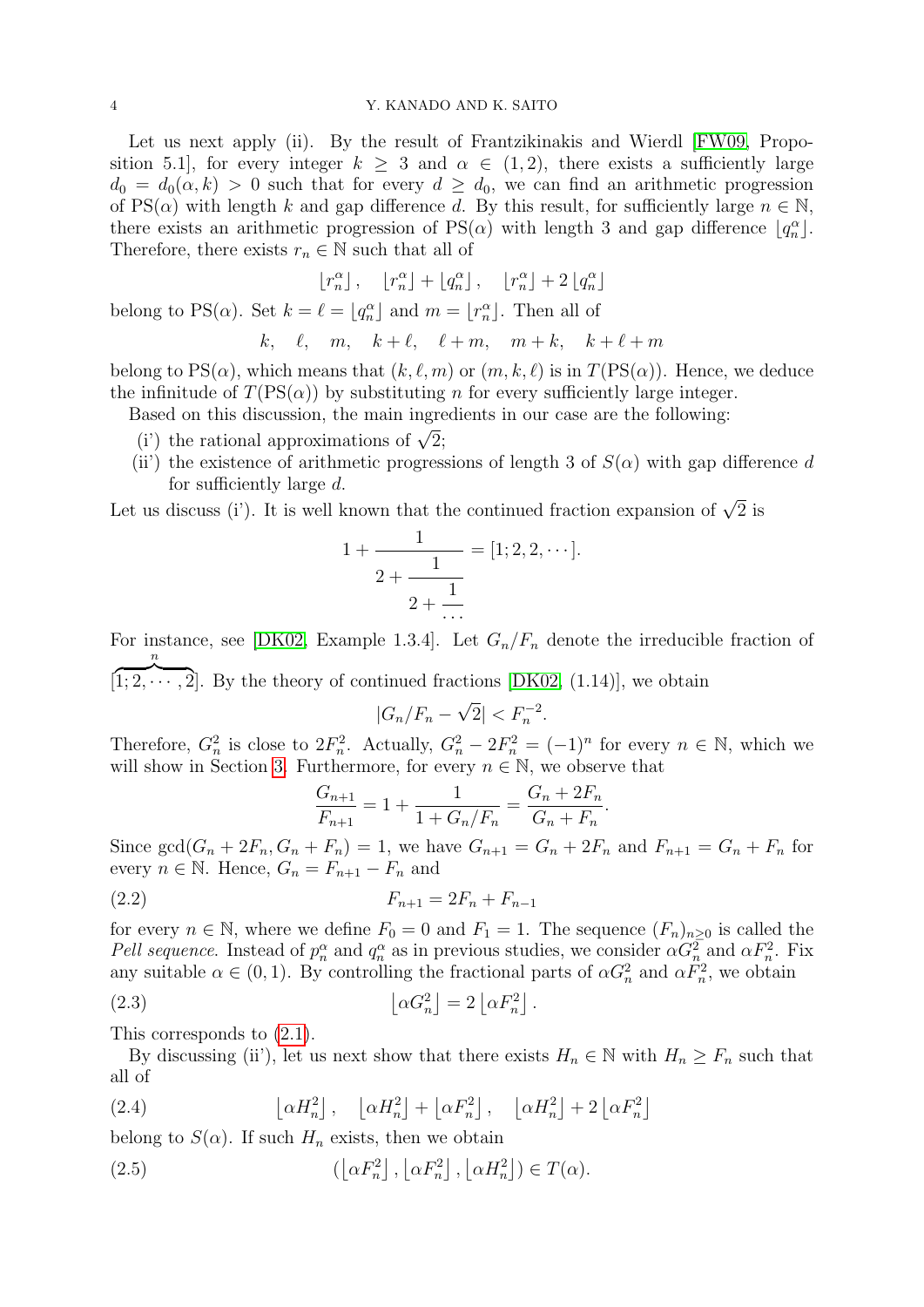Let us next apply (ii). By the result of Frantzikinakis and Wierdl [FW09, Proposition 5.1], for every integer $k \geq 3$ and $\alpha \in (1,2)$, there exists a sufficiently large $d_0 = d_0(\alpha, k) > 0$ such that for every $d \geq d_0$, we can find an arithmetic progression of $\mathrm{PS}(\alpha)$ with length $k$ and gap difference $d$. By this result, for sufficiently large $n \in \mathbb{N}$, there exists an arithmetic progression of $\mathrm{PS}(\alpha)$ with length 3 and gap difference $\lfloor q_n^\alpha \rfloor$. Therefore, there exists $r_n \in \mathbb{N}$ such that all of

$$\lfloor r_n^\alpha \rfloor, \quad \lfloor r_n^\alpha \rfloor + \lfloor q_n^\alpha \rfloor, \quad \lfloor r_n^\alpha \rfloor + 2\lfloor q_n^\alpha \rfloor$$

belong to $\mathrm{PS}(\alpha)$. Set $k = \ell = \lfloor q_n^\alpha \rfloor$ and $m = \lfloor r_n^\alpha \rfloor$. Then all of

$$k, \quad \ell, \quad m, \quad k+\ell, \quad \ell+m, \quad m+k, \quad k+\ell+m$$

belong to $\mathrm{PS}(\alpha)$, which means that $(k,\ell,m)$ or $(m,k,\ell)$ is in $T(\mathrm{PS}(\alpha))$. Hence, we deduce the infinitude of $T(\mathrm{PS}(\alpha))$ by substituting $n$ for every sufficiently large integer.

Based on this discussion, the main ingredients in our case are the following:

- (i') the rational approximations of $\sqrt{2}$;
- (ii') the existence of arithmetic progressions of length 3 of $S(\alpha)$ with gap difference $d$ for sufficiently large $d$.

Let us discuss (i'). It is well known that the continued fraction expansion of $\sqrt{2}$ is

$$1 + \cfrac{1}{2 + \cfrac{1}{2 + \cfrac{1}{\cdots}}} = [1; 2, 2, \cdots].$$

For instance, see [DK02, Example 1.3.4]. Let $G_n/F_n$ denote the irreducible fraction of $\overbrace{[1; 2, \cdots, 2]}^{n}$. By the theory of continued fractions [DK02, (1.14)], we obtain

$$|G_n/F_n - \sqrt{2}| < F_n^{-2}.$$

Therefore, $G_n^2$ is close to $2F_n^2$. Actually, $G_n^2 - 2F_n^2 = (-1)^n$ for every $n \in \mathbb{N}$, which we will show in Section 3. Furthermore, for every $n \in \mathbb{N}$, we observe that

$$\frac{G_{n+1}}{F_{n+1}} = 1 + \frac{1}{1 + G_n/F_n} = \frac{G_n + 2F_n}{G_n + F_n}.$$

Since $\gcd(G_n + 2F_n, G_n + F_n) = 1$, we have $G_{n+1} = G_n + 2F_n$ and $F_{n+1} = G_n + F_n$ for every $n \in \mathbb{N}$. Hence, $G_n = F_{n+1} - F_n$ and

$$F_{n+1} = 2F_n + F_{n-1} \tag{2.2}$$

for every $n \in \mathbb{N}$, where we define $F_0 = 0$ and $F_1 = 1$. The sequence $(F_n)_{n\geq 0}$ is called the *Pell sequence*. Instead of $p_n^\alpha$ and $q_n^\alpha$ as in previous studies, we consider $\alpha G_n^2$ and $\alpha F_n^2$. Fix any suitable $\alpha \in (0,1)$. By controlling the fractional parts of $\alpha G_n^2$ and $\alpha F_n^2$, we obtain

$$\lfloor \alpha G_n^2 \rfloor = 2\lfloor \alpha F_n^2 \rfloor. \tag{2.3}$$

This corresponds to (2.1).

By discussing (ii'), let us next show that there exists $H_n \in \mathbb{N}$ with $H_n \geq F_n$ such that all of

$$\lfloor \alpha H_n^2 \rfloor, \quad \lfloor \alpha H_n^2 \rfloor + \lfloor \alpha F_n^2 \rfloor, \quad \lfloor \alpha H_n^2 \rfloor + 2\lfloor \alpha F_n^2 \rfloor \tag{2.4}$$

belong to $S(\alpha)$. If such $H_n$ exists, then we obtain

$$(\lfloor \alpha F_n^2 \rfloor, \lfloor \alpha F_n^2 \rfloor, \lfloor \alpha H_n^2 \rfloor) \in T(\alpha). \tag{2.5}$$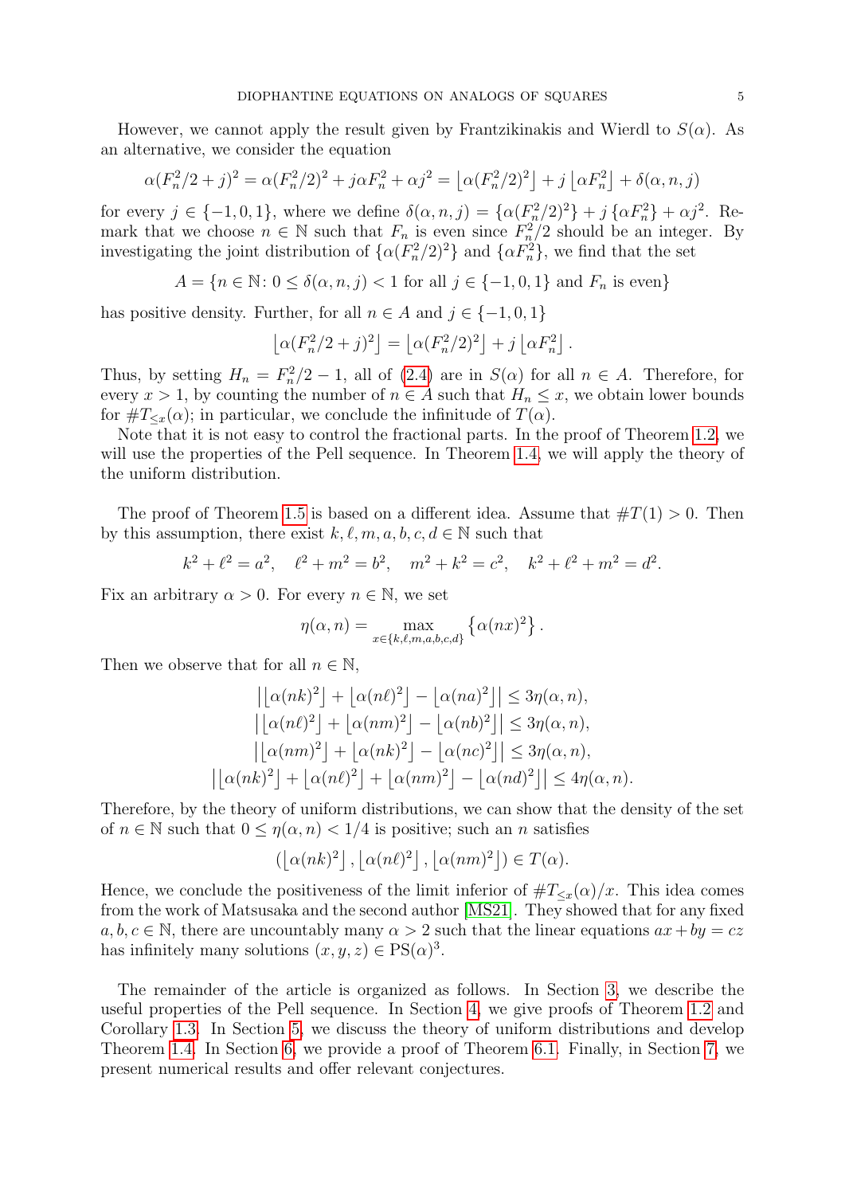However, we cannot apply the result given by Frantzikinakis and Wierdl to $S(\alpha)$. As an alternative, we consider the equation

$$\alpha(F_n^2/2+j)^2 = \alpha(F_n^2/2)^2 + j\alpha F_n^2 + \alpha j^2 = \left\lfloor \alpha(F_n^2/2)^2 \right\rfloor + j\left\lfloor \alpha F_n^2 \right\rfloor + \delta(\alpha,n,j)$$

for every $j \in \{-1,0,1\}$, where we define $\delta(\alpha,n,j) = \{\alpha(F_n^2/2)^2\} + j\{\alpha F_n^2\} + \alpha j^2$. Remark that we choose $n \in \mathbb{N}$ such that $F_n$ is even since $F_n^2/2$ should be an integer. By investigating the joint distribution of $\{\alpha(F_n^2/2)^2\}$ and $\{\alpha F_n^2\}$, we find that the set

$$A = \{n \in \mathbb{N} \colon 0 \le \delta(\alpha,n,j) < 1 \text{ for all } j \in \{-1,0,1\} \text{ and } F_n \text{ is even}\}$$

has positive density. Further, for all $n \in A$ and $j \in \{-1,0,1\}$

$$\left\lfloor \alpha(F_n^2/2+j)^2 \right\rfloor = \left\lfloor \alpha(F_n^2/2)^2 \right\rfloor + j\left\lfloor \alpha F_n^2 \right\rfloor.$$

Thus, by setting $H_n = F_n^2/2 - 1$, all of (2.4) are in $S(\alpha)$ for all $n \in A$. Therefore, for every $x > 1$, by counting the number of $n \in A$ such that $H_n \le x$, we obtain lower bounds for $\#T_{\le x}(\alpha)$; in particular, we conclude the infinitude of $T(\alpha)$.

Note that it is not easy to control the fractional parts. In the proof of Theorem 1.2, we will use the properties of the Pell sequence. In Theorem 1.4, we will apply the theory of the uniform distribution.

The proof of Theorem 1.5 is based on a different idea. Assume that $\#T(1) > 0$. Then by this assumption, there exist $k, \ell, m, a, b, c, d \in \mathbb{N}$ such that

$$k^2 + \ell^2 = a^2, \quad \ell^2 + m^2 = b^2, \quad m^2 + k^2 = c^2, \quad k^2 + \ell^2 + m^2 = d^2.$$

Fix an arbitrary $\alpha > 0$. For every $n \in \mathbb{N}$, we set

$$\eta(\alpha,n) = \max_{x \in \{k,\ell,m,a,b,c,d\}} \left\{\alpha(nx)^2\right\}.$$

Then we observe that for all $n \in \mathbb{N}$,

$$\begin{aligned}
\left|\left\lfloor \alpha(nk)^2 \right\rfloor + \left\lfloor \alpha(n\ell)^2 \right\rfloor - \left\lfloor \alpha(na)^2 \right\rfloor\right| &\le 3\eta(\alpha,n),\\
\left|\left\lfloor \alpha(n\ell)^2 \right\rfloor + \left\lfloor \alpha(nm)^2 \right\rfloor - \left\lfloor \alpha(nb)^2 \right\rfloor\right| &\le 3\eta(\alpha,n),\\
\left|\left\lfloor \alpha(nm)^2 \right\rfloor + \left\lfloor \alpha(nk)^2 \right\rfloor - \left\lfloor \alpha(nc)^2 \right\rfloor\right| &\le 3\eta(\alpha,n),\\
\left|\left\lfloor \alpha(nk)^2 \right\rfloor + \left\lfloor \alpha(n\ell)^2 \right\rfloor + \left\lfloor \alpha(nm)^2 \right\rfloor - \left\lfloor \alpha(nd)^2 \right\rfloor\right| &\le 4\eta(\alpha,n).
\end{aligned}$$

Therefore, by the theory of uniform distributions, we can show that the density of the set of $n \in \mathbb{N}$ such that $0 \le \eta(\alpha,n) < 1/4$ is positive; such an $n$ satisfies

$$(\left\lfloor \alpha(nk)^2 \right\rfloor, \left\lfloor \alpha(n\ell)^2 \right\rfloor, \left\lfloor \alpha(nm)^2 \right\rfloor) \in T(\alpha).$$

Hence, we conclude the positiveness of the limit inferior of $\#T_{\le x}(\alpha)/x$. This idea comes from the work of Matsusaka and the second author [MS21]. They showed that for any fixed $a, b, c \in \mathbb{N}$, there are uncountably many $\alpha > 2$ such that the linear equations $ax + by = cz$ has infinitely many solutions $(x, y, z) \in \mathrm{PS}(\alpha)^3$.

The remainder of the article is organized as follows. In Section 3, we describe the useful properties of the Pell sequence. In Section 4, we give proofs of Theorem 1.2 and Corollary 1.3. In Section 5, we discuss the theory of uniform distributions and develop Theorem 1.4. In Section 6, we provide a proof of Theorem 6.1. Finally, in Section 7, we present numerical results and offer relevant conjectures.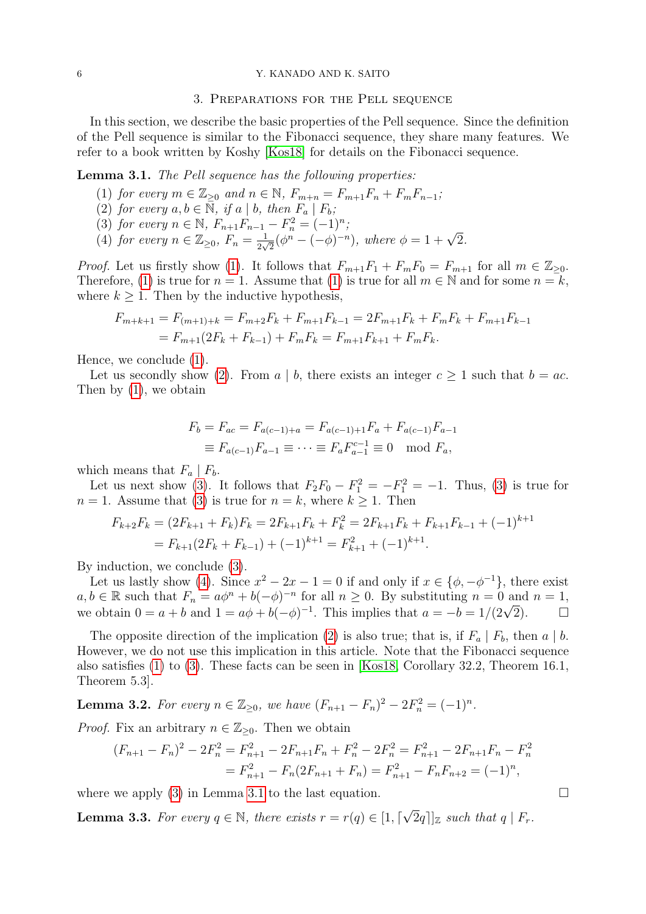## 3. Preparations for the Pell sequence

In this section, we describe the basic properties of the Pell sequence. Since the definition of the Pell sequence is similar to the Fibonacci sequence, they share many features. We refer to a book written by Koshy [Kos18] for details on the Fibonacci sequence.

**Lemma 3.1.** *The Pell sequence has the following properties:*

1. *for every $m \in \mathbb{Z}_{\geq 0}$ and $n \in \mathbb{N}$, $F_{m+n} = F_{m+1}F_n + F_mF_{n-1}$;*
2. *for every $a, b \in \mathbb{N}$, if $a \mid b$, then $F_a \mid F_b$;*
3. *for every $n \in \mathbb{N}$, $F_{n+1}F_{n-1} - F_n^2 = (-1)^n$;*
4. *for every $n \in \mathbb{Z}_{\geq 0}$, $F_n = \frac{1}{2\sqrt{2}}(\phi^n - (-\phi)^{-n})$, where $\phi = 1 + \sqrt{2}$.*

*Proof.* Let us firstly show (1). It follows that $F_{m+1}F_1 + F_mF_0 = F_{m+1}$ for all $m \in \mathbb{Z}_{\geq 0}$. Therefore, (1) is true for $n = 1$. Assume that (1) is true for all $m \in \mathbb{N}$ and for some $n = k$, where $k \geq 1$. Then by the inductive hypothesis,

$$\begin{aligned}
F_{m+k+1} = F_{(m+1)+k} &= F_{m+2}F_k + F_{m+1}F_{k-1} = 2F_{m+1}F_k + F_mF_k + F_{m+1}F_{k-1} \\
&= F_{m+1}(2F_k + F_{k-1}) + F_mF_k = F_{m+1}F_{k+1} + F_mF_k.
\end{aligned}$$

Hence, we conclude (1).

Let us secondly show (2). From $a \mid b$, there exists an integer $c \geq 1$ such that $b = ac$. Then by (1), we obtain

$$\begin{aligned}
F_b = F_{ac} = F_{a(c-1)+a} &= F_{a(c-1)+1}F_a + F_{a(c-1)}F_{a-1} \\
&\equiv F_{a(c-1)}F_{a-1} \equiv \cdots \equiv F_aF_{a-1}^{c-1} \equiv 0 \mod F_a,
\end{aligned}$$

which means that $F_a \mid F_b$.

Let us next show (3). It follows that $F_2F_0 - F_1^2 = -F_1^2 = -1$. Thus, (3) is true for $n = 1$. Assume that (3) is true for $n = k$, where $k \geq 1$. Then

$$\begin{aligned}
F_{k+2}F_k = (2F_{k+1} + F_k)F_k &= 2F_{k+1}F_k + F_k^2 = 2F_{k+1}F_k + F_{k+1}F_{k-1} + (-1)^{k+1} \\
&= F_{k+1}(2F_k + F_{k-1}) + (-1)^{k+1} = F_{k+1}^2 + (-1)^{k+1}.
\end{aligned}$$

By induction, we conclude (3).

Let us lastly show (4). Since $x^2 - 2x - 1 = 0$ if and only if $x \in \{\phi, -\phi^{-1}\}$, there exist $a, b \in \mathbb{R}$ such that $F_n = a\phi^n + b(-\phi)^{-n}$ for all $n \geq 0$. By substituting $n = 0$ and $n = 1$, we obtain $0 = a + b$ and $1 = a\phi + b(-\phi)^{-1}$. This implies that $a = -b = 1/(2\sqrt{2})$. $\square$

The opposite direction of the implication (2) is also true; that is, if $F_a \mid F_b$, then $a \mid b$. However, we do not use this implication in this article. Note that the Fibonacci sequence also satisfies (1) to (3). These facts can be seen in [Kos18, Corollary 32.2, Theorem 16.1, Theorem 5.3].

**Lemma 3.2.** *For every $n \in \mathbb{Z}_{\geq 0}$, we have $(F_{n+1} - F_n)^2 - 2F_n^2 = (-1)^n$.*

*Proof.* Fix an arbitrary $n \in \mathbb{Z}_{\geq 0}$. Then we obtain

$$\begin{aligned}
(F_{n+1} - F_n)^2 - 2F_n^2 &= F_{n+1}^2 - 2F_{n+1}F_n + F_n^2 - 2F_n^2 = F_{n+1}^2 - 2F_{n+1}F_n - F_n^2 \\
&= F_{n+1}^2 - F_n(2F_{n+1} + F_n) = F_{n+1}^2 - F_nF_{n+2} = (-1)^n,
\end{aligned}$$

where we apply (3) in Lemma 3.1 to the last equation. $\square$

**Lemma 3.3.** *For every $q \in \mathbb{N}$, there exists $r = r(q) \in [1, \lceil \sqrt{2}q \rceil]_{\mathbb{Z}}$ such that $q \mid F_r$.*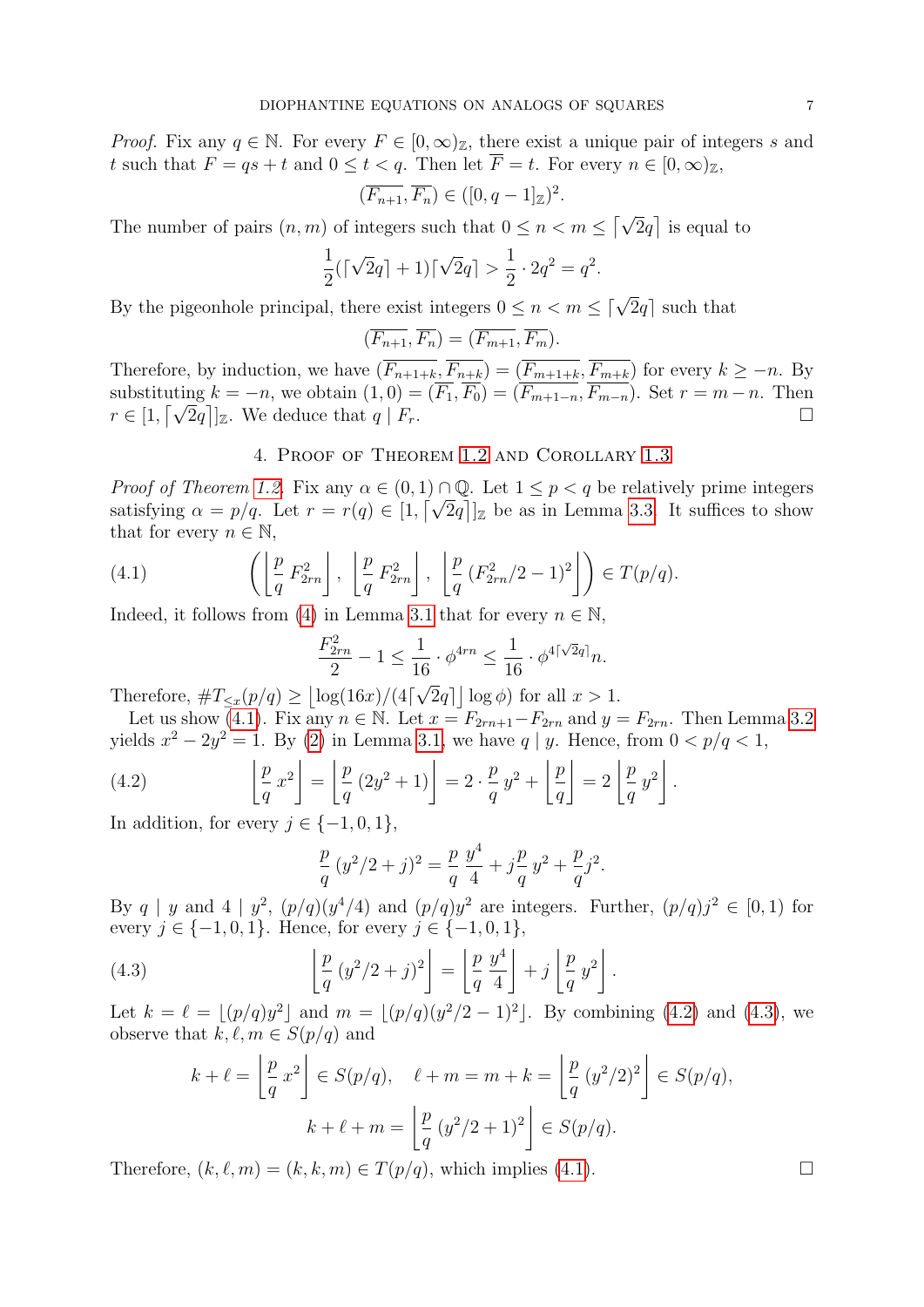*Proof.* Fix any $q \in \mathbb{N}$. For every $F \in [0, \infty)_{\mathbb{Z}}$, there exist a unique pair of integers $s$ and $t$ such that $F = qs + t$ and $0 \le t < q$. Then let $\overline{F} = t$. For every $n \in [0, \infty)_{\mathbb{Z}}$,

$$(\overline{F_{n+1}}, \overline{F_n}) \in ([0, q-1]_{\mathbb{Z}})^2.$$

The number of pairs $(n, m)$ of integers such that $0 \le n < m \le \lceil \sqrt{2}q \rceil$ is equal to

$$\frac{1}{2}(\lceil \sqrt{2}q \rceil + 1)\lceil \sqrt{2}q \rceil > \frac{1}{2} \cdot 2q^2 = q^2.$$

By the pigeonhole principal, there exist integers $0 \le n < m \le \lceil \sqrt{2}q \rceil$ such that

$$(\overline{F_{n+1}}, \overline{F_n}) = (\overline{F_{m+1}}, \overline{F_m}).$$

Therefore, by induction, we have $(\overline{F_{n+1+k}}, \overline{F_{n+k}}) = (\overline{F_{m+1+k}}, \overline{F_{m+k}})$ for every $k \ge -n$. By substituting $k = -n$, we obtain $(1, 0) = (\overline{F_1}, \overline{F_0}) = (\overline{F_{m+1-n}}, \overline{F_{m-n}})$. Set $r = m - n$. Then $r \in [1, \lceil \sqrt{2}q \rceil]_{\mathbb{Z}}$. We deduce that $q \mid F_r$. $\square$

## 4. Proof of Theorem 1.2 and Corollary 1.3

*Proof of Theorem 1.2.* Fix any $\alpha \in (0,1) \cap \mathbb{Q}$. Let $1 \le p < q$ be relatively prime integers satisfying $\alpha = p/q$. Let $r = r(q) \in [1, \lceil \sqrt{2}q \rceil]_{\mathbb{Z}}$ be as in Lemma 3.3. It suffices to show that for every $n \in \mathbb{N}$,

$$\left( \left\lfloor \frac{p}{q}\, F_{2rn}^2 \right\rfloor,\ \left\lfloor \frac{p}{q}\, F_{2rn}^2 \right\rfloor,\ \left\lfloor \frac{p}{q}\, (F_{2rn}^2/2 - 1)^2 \right\rfloor \right) \in T(p/q). \tag{4.1}$$

Indeed, it follows from (4) in Lemma 3.1 that for every $n \in \mathbb{N}$,

$$\frac{F_{2rn}^2}{2} - 1 \le \frac{1}{16} \cdot \phi^{4rn} \le \frac{1}{16} \cdot \phi^{4\lceil \sqrt{2}q \rceil}n.$$

Therefore, $\# T_{\le x}(p/q) \ge \lfloor \log(16x)/(4\lceil \sqrt{2}q \rceil \rfloor \log \phi)$ for all $x > 1$.

Let us show (4.1). Fix any $n \in \mathbb{N}$. Let $x = F_{2rn+1} - F_{2rn}$ and $y = F_{2rn}$. Then Lemma 3.2 yields $x^2 - 2y^2 = 1$. By (2) in Lemma 3.1, we have $q \mid y$. Hence, from $0 < p/q < 1$,

$$\left\lfloor \frac{p}{q}\, x^2 \right\rfloor = \left\lfloor \frac{p}{q}\, (2y^2 + 1) \right\rfloor = 2 \cdot \frac{p}{q}\, y^2 + \left\lfloor \frac{p}{q} \right\rfloor = 2 \left\lfloor \frac{p}{q}\, y^2 \right\rfloor. \tag{4.2}$$

In addition, for every $j \in \{-1, 0, 1\}$,

$$\frac{p}{q}\, (y^2/2 + j)^2 = \frac{p}{q}\, \frac{y^4}{4} + j \frac{p}{q}\, y^2 + \frac{p}{q} j^2.$$

By $q \mid y$ and $4 \mid y^2$, $(p/q)(y^4/4)$ and $(p/q)y^2$ are integers. Further, $(p/q)j^2 \in [0, 1)$ for every $j \in \{-1, 0, 1\}$. Hence, for every $j \in \{-1, 0, 1\}$,

$$\left\lfloor \frac{p}{q}\, (y^2/2 + j)^2 \right\rfloor = \left\lfloor \frac{p}{q}\, \frac{y^4}{4} \right\rfloor + j \left\lfloor \frac{p}{q}\, y^2 \right\rfloor. \tag{4.3}$$

Let $k = \ell = \lfloor (p/q) y^2 \rfloor$ and $m = \lfloor (p/q)(y^2/2 - 1)^2 \rfloor$. By combining (4.2) and (4.3), we observe that $k, \ell, m \in S(p/q)$ and

$$k + \ell = \left\lfloor \frac{p}{q}\, x^2 \right\rfloor \in S(p/q), \quad \ell + m = m + k = \left\lfloor \frac{p}{q}\, (y^2/2)^2 \right\rfloor \in S(p/q),$$
$$k + \ell + m = \left\lfloor \frac{p}{q}\, (y^2/2 + 1)^2 \right\rfloor \in S(p/q).$$

Therefore, $(k, \ell, m) = (k, k, m) \in T(p/q)$, which implies (4.1). $\square$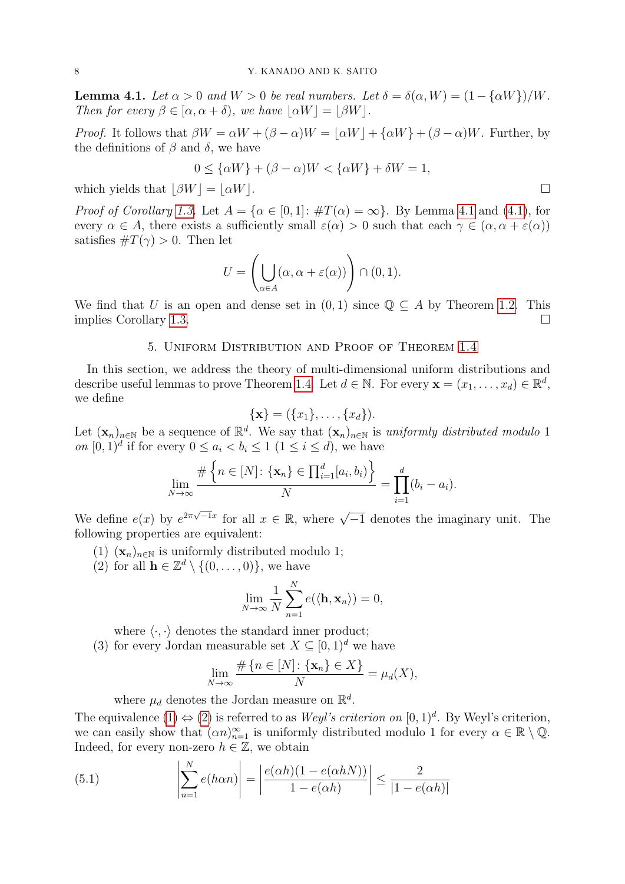**Lemma 4.1.** *Let $\alpha > 0$ and $W > 0$ be real numbers. Let $\delta = \delta(\alpha, W) = (1 - \{\alpha W\})/W$. Then for every $\beta \in [\alpha, \alpha + \delta)$, we have $\lfloor \alpha W \rfloor = \lfloor \beta W \rfloor$.*

*Proof.* It follows that $\beta W = \alpha W + (\beta - \alpha)W = \lfloor \alpha W \rfloor + \{\alpha W\} + (\beta - \alpha)W$. Further, by the definitions of $\beta$ and $\delta$, we have

$$0 \leq \{\alpha W\} + (\beta - \alpha)W < \{\alpha W\} + \delta W = 1,$$

which yields that $\lfloor \beta W \rfloor = \lfloor \alpha W \rfloor$. $\square$

*Proof of Corollary 1.3.* Let $A = \{\alpha \in [0, 1] \colon \#T(\alpha) = \infty\}$. By Lemma 4.1 and (4.1), for every $\alpha \in A$, there exists a sufficiently small $\varepsilon(\alpha) > 0$ such that each $\gamma \in (\alpha, \alpha + \varepsilon(\alpha))$ satisfies $\#T(\gamma) > 0$. Then let

$$U = \left( \bigcup_{\alpha \in A} (\alpha, \alpha + \varepsilon(\alpha)) \right) \cap (0, 1).$$

We find that $U$ is an open and dense set in $(0, 1)$ since $\mathbb{Q} \subseteq A$ by Theorem 1.2. This implies Corollary 1.3. $\square$

## 5. Uniform Distribution and Proof of Theorem 1.4

In this section, we address the theory of multi-dimensional uniform distributions and describe useful lemmas to prove Theorem 1.4. Let $d \in \mathbb{N}$. For every $\mathbf{x} = (x_1, \dots, x_d) \in \mathbb{R}^d$, we define

$$\{\mathbf{x}\} = (\{x_1\}, \dots, \{x_d\}).$$

Let $(\mathbf{x}_n)_{n \in \mathbb{N}}$ be a sequence of $\mathbb{R}^d$. We say that $(\mathbf{x}_n)_{n \in \mathbb{N}}$ is *uniformly distributed modulo* 1 *on* $[0, 1)^d$ if for every $0 \leq a_i < b_i \leq 1$ $(1 \leq i \leq d)$, we have

$$\lim_{N \to \infty} \frac{\# \left\{ n \in [N] \colon \{\mathbf{x}_n\} \in \prod_{i=1}^d [a_i, b_i) \right\}}{N} = \prod_{i=1}^d (b_i - a_i).$$

We define $e(x)$ by $e^{2\pi\sqrt{-1}x}$ for all $x \in \mathbb{R}$, where $\sqrt{-1}$ denotes the imaginary unit. The following properties are equivalent:

1. $(\mathbf{x}_n)_{n \in \mathbb{N}}$ is uniformly distributed modulo 1;
2. for all $\mathbf{h} \in \mathbb{Z}^d \setminus \{(0, \dots, 0)\}$, we have
$$\lim_{N \to \infty} \frac{1}{N} \sum_{n=1}^N e(\langle \mathbf{h}, \mathbf{x}_n \rangle) = 0,$$
where $\langle \cdot, \cdot \rangle$ denotes the standard inner product;
3. for every Jordan measurable set $X \subseteq [0, 1)^d$ we have
$$\lim_{N \to \infty} \frac{\# \{ n \in [N] \colon \{\mathbf{x}_n\} \in X \}}{N} = \mu_d(X),$$
where $\mu_d$ denotes the Jordan measure on $\mathbb{R}^d$.

The equivalence (1) $\Leftrightarrow$ (2) is referred to as *Weyl's criterion on* $[0, 1)^d$. By Weyl's criterion, we can easily show that $(\alpha n)_{n=1}^\infty$ is uniformly distributed modulo 1 for every $\alpha \in \mathbb{R} \setminus \mathbb{Q}$. Indeed, for every non-zero $h \in \mathbb{Z}$, we obtain

$$\left| \sum_{n=1}^N e(h\alpha n) \right| = \left| \frac{e(\alpha h)(1 - e(\alpha h N))}{1 - e(\alpha h)} \right| \leq \frac{2}{|1 - e(\alpha h)|} \tag{5.1}$$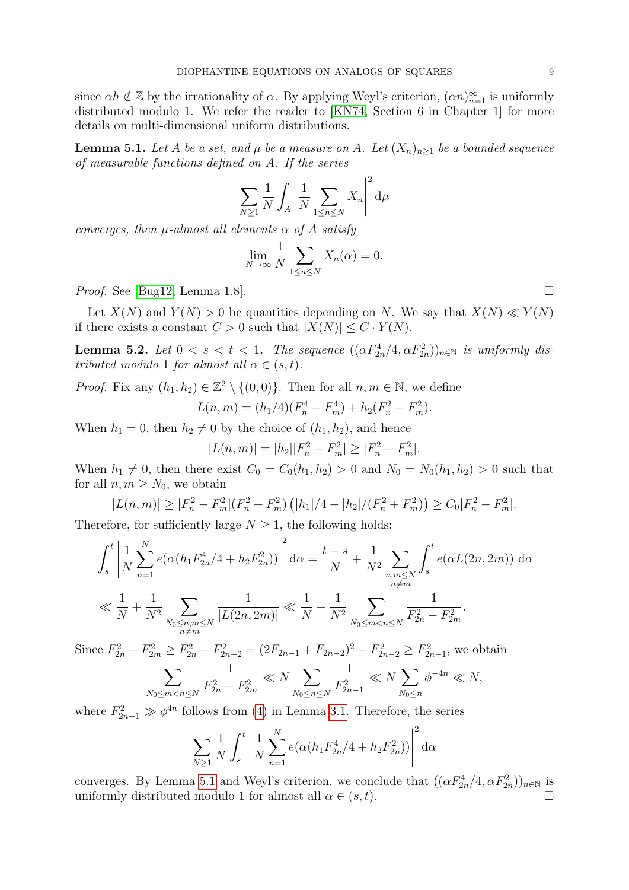since $\alpha h \notin \mathbb{Z}$ by the irrationality of $\alpha$. By applying Weyl's criterion, $(\alpha n)_{n=1}^{\infty}$ is uniformly distributed modulo 1. We refer the reader to [KN74, Section 6 in Chapter 1] for more details on multi-dimensional uniform distributions.

**Lemma 5.1.** *Let $A$ be a set, and $\mu$ be a measure on $A$. Let $(X_n)_{n\geq 1}$ be a bounded sequence of measurable functions defined on $A$. If the series*

$$\sum_{N\geq 1} \frac{1}{N} \int_A \left| \frac{1}{N} \sum_{1\leq n\leq N} X_n \right|^2 \mathrm{d}\mu$$

*converges, then $\mu$-almost all elements $\alpha$ of $A$ satisfy*

$$\lim_{N\to\infty} \frac{1}{N} \sum_{1\leq n\leq N} X_n(\alpha) = 0.$$

*Proof.* See [Bug12, Lemma 1.8]. $\square$

Let $X(N)$ and $Y(N) > 0$ be quantities depending on $N$. We say that $X(N) \ll Y(N)$ if there exists a constant $C > 0$ such that $|X(N)| \leq C \cdot Y(N)$.

**Lemma 5.2.** *Let $0 < s < t < 1$. The sequence $((\alpha F_{2n}^4/4, \alpha F_{2n}^2))_{n\in\mathbb{N}}$ is uniformly distributed modulo 1 for almost all $\alpha \in (s,t)$.*

*Proof.* Fix any $(h_1, h_2) \in \mathbb{Z}^2 \setminus \{(0,0)\}$. Then for all $n, m \in \mathbb{N}$, we define

$$L(n,m) = (h_1/4)(F_n^4 - F_m^4) + h_2(F_n^2 - F_m^2).$$

When $h_1 = 0$, then $h_2 \neq 0$ by the choice of $(h_1, h_2)$, and hence

$$|L(n,m)| = |h_2||F_n^2 - F_m^2| \geq |F_n^2 - F_m^2|.$$

When $h_1 \neq 0$, then there exist $C_0 = C_0(h_1,h_2) > 0$ and $N_0 = N_0(h_1,h_2) > 0$ such that for all $n, m \geq N_0$, we obtain

$$|L(n,m)| \geq |F_n^2 - F_m^2|(F_n^2 + F_m^2)\left(|h_1|/4 - |h_2|/(F_n^2 + F_m^2)\right) \geq C_0 |F_n^2 - F_m^2|.$$

Therefore, for sufficiently large $N \geq 1$, the following holds:

$$\int_s^t \left| \frac{1}{N} \sum_{n=1}^N e(\alpha(h_1 F_{2n}^4/4 + h_2 F_{2n}^2)) \right|^2 \mathrm{d}\alpha = \frac{t-s}{N} + \frac{1}{N^2} \sum_{\substack{n,m\leq N \\ n\neq m}} \int_s^t e(\alpha L(2n,2m))\, \mathrm{d}\alpha$$

$$\ll \frac{1}{N} + \frac{1}{N^2} \sum_{\substack{N_0\leq n,m\leq N \\ n\neq m}} \frac{1}{|L(2n,2m)|} \ll \frac{1}{N} + \frac{1}{N^2} \sum_{N_0\leq m<n\leq N} \frac{1}{F_{2n}^2 - F_{2m}^2}.$$

Since $F_{2n}^2 - F_{2m}^2 \geq F_{2n}^2 - F_{2n-2}^2 = (2F_{2n-1} + F_{2n-2})^2 - F_{2n-2}^2 \geq F_{2n-1}^2$, we obtain

$$\sum_{N_0\leq m<n\leq N} \frac{1}{F_{2n}^2 - F_{2m}^2} \ll N \sum_{N_0\leq n\leq N} \frac{1}{F_{2n-1}^2} \ll N \sum_{N_0\leq n} \phi^{-4n} \ll N,$$

where $F_{2n-1}^2 \gg \phi^{4n}$ follows from (4) in Lemma 3.1. Therefore, the series

$$\sum_{N\geq 1} \frac{1}{N} \int_s^t \left| \frac{1}{N} \sum_{n=1}^N e(\alpha(h_1 F_{2n}^4/4 + h_2 F_{2n}^2)) \right|^2 \mathrm{d}\alpha$$

converges. By Lemma 5.1 and Weyl's criterion, we conclude that $((\alpha F_{2n}^4/4, \alpha F_{2n}^2))_{n\in\mathbb{N}}$ is uniformly distributed modulo 1 for almost all $\alpha \in (s,t)$. $\square$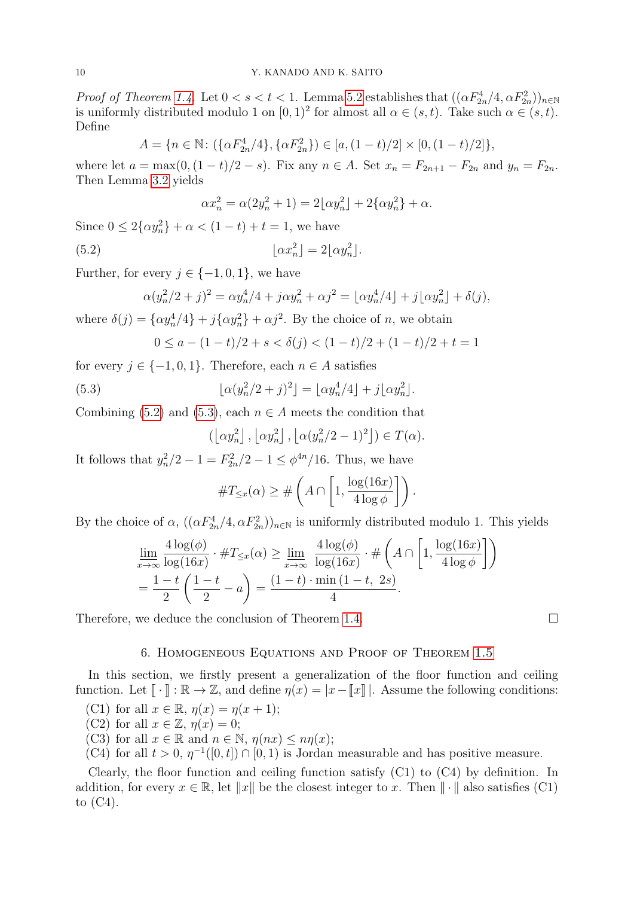*Proof of Theorem 1.4.* Let $0 < s < t < 1$. Lemma 5.2 establishes that $((\alpha F_{2n}^4/4, \alpha F_{2n}^2))_{n\in\mathbb{N}}$ is uniformly distributed modulo 1 on $[0,1)^2$ for almost all $\alpha \in (s,t)$. Take such $\alpha \in (s,t)$. Define

$$A = \{n \in \mathbb{N} \colon (\{\alpha F_{2n}^4/4\}, \{\alpha F_{2n}^2\}) \in [a, (1-t)/2] \times [0, (1-t)/2]\},$$

where let $a = \max(0, (1-t)/2 - s)$. Fix any $n \in A$. Set $x_n = F_{2n+1} - F_{2n}$ and $y_n = F_{2n}$. Then Lemma 3.2 yields

$$\alpha x_n^2 = \alpha(2y_n^2 + 1) = 2\lfloor \alpha y_n^2 \rfloor + 2\{\alpha y_n^2\} + \alpha.$$

Since $0 \le 2\{\alpha y_n^2\} + \alpha < (1-t) + t = 1$, we have

$$\lfloor \alpha x_n^2 \rfloor = 2\lfloor \alpha y_n^2 \rfloor. \tag{5.2}$$

Further, for every $j \in \{-1, 0, 1\}$, we have

$$\alpha(y_n^2/2 + j)^2 = \alpha y_n^4/4 + j\alpha y_n^2 + \alpha j^2 = \lfloor \alpha y_n^4/4 \rfloor + j\lfloor \alpha y_n^2 \rfloor + \delta(j),$$

where $\delta(j) = \{\alpha y_n^4/4\} + j\{\alpha y_n^2\} + \alpha j^2$. By the choice of $n$, we obtain

$$0 \le a - (1-t)/2 + s < \delta(j) < (1-t)/2 + (1-t)/2 + t = 1$$

for every $j \in \{-1, 0, 1\}$. Therefore, each $n \in A$ satisfies

$$\lfloor \alpha(y_n^2/2 + j)^2 \rfloor = \lfloor \alpha y_n^4/4 \rfloor + j\lfloor \alpha y_n^2 \rfloor. \tag{5.3}$$

Combining (5.2) and (5.3), each $n \in A$ meets the condition that

$$(\lfloor \alpha y_n^2 \rfloor, \lfloor \alpha y_n^2 \rfloor, \lfloor \alpha (y_n^2/2 - 1)^2 \rfloor) \in T(\alpha).$$

It follows that $y_n^2/2 - 1 = F_{2n}^2/2 - 1 \le \phi^{4n}/16$. Thus, we have

$$\# T_{\le x}(\alpha) \ge \# \left( A \cap \left[1, \frac{\log(16x)}{4\log\phi}\right]\right).$$

By the choice of $\alpha$, $((\alpha F_{2n}^4/4, \alpha F_{2n}^2))_{n\in\mathbb{N}}$ is uniformly distributed modulo 1. This yields

$$\begin{aligned}
\varliminf_{x\to\infty} \frac{4\log(\phi)}{\log(16x)} \cdot \# T_{\le x}(\alpha) &\ge \varliminf_{x\to\infty} \frac{4\log(\phi)}{\log(16x)} \cdot \# \left( A \cap \left[1, \frac{\log(16x)}{4\log\phi}\right]\right) \\
&= \frac{1-t}{2}\left(\frac{1-t}{2} - a\right) = \frac{(1-t)\cdot \min(1-t,\ 2s)}{4}.
\end{aligned}$$

Therefore, we deduce the conclusion of Theorem 1.4. $\square$

## 6. Homogeneous Equations and Proof of Theorem 1.5

In this section, we firstly present a generalization of the floor function and ceiling function. Let $[\![\,\cdot\,]\!] \colon \mathbb{R} \to \mathbb{Z}$, and define $\eta(x) = |x - [\![x]\!]|$. Assume the following conditions:

(C1) for all $x \in \mathbb{R}$, $\eta(x) = \eta(x+1)$;
(C2) for all $x \in \mathbb{Z}$, $\eta(x) = 0$;
(C3) for all $x \in \mathbb{R}$ and $n \in \mathbb{N}$, $\eta(nx) \le n\eta(x)$;
(C4) for all $t > 0$, $\eta^{-1}([0,t]) \cap [0,1)$ is Jordan measurable and has positive measure.

Clearly, the floor function and ceiling function satisfy (C1) to (C4) by definition. In addition, for every $x \in \mathbb{R}$, let $\|x\|$ be the closest integer to $x$. Then $\|\cdot\|$ also satisfies (C1) to (C4).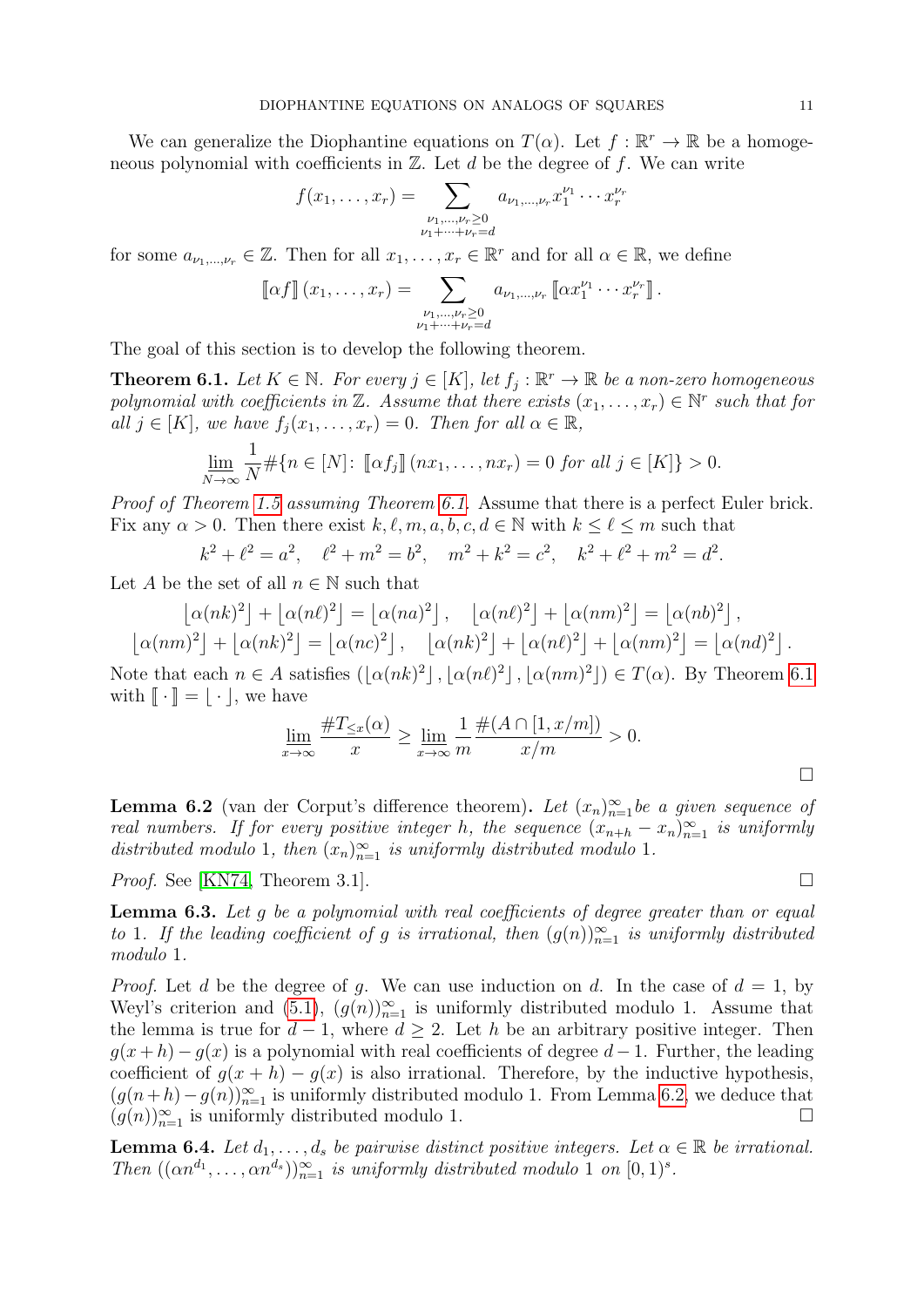We can generalize the Diophantine equations on $T(\alpha)$. Let $f : \mathbb{R}^r \to \mathbb{R}$ be a homogeneous polynomial with coefficients in $\mathbb{Z}$. Let $d$ be the degree of $f$. We can write

$$f(x_1, \dots, x_r) = \sum_{\substack{\nu_1, \dots, \nu_r \geq 0 \\ \nu_1 + \cdots + \nu_r = d}} a_{\nu_1, \dots, \nu_r} x_1^{\nu_1} \cdots x_r^{\nu_r}$$

for some $a_{\nu_1, \dots, \nu_r} \in \mathbb{Z}$. Then for all $x_1, \dots, x_r \in \mathbb{R}^r$ and for all $\alpha \in \mathbb{R}$, we define

$$\llbracket \alpha f \rrbracket (x_1, \dots, x_r) = \sum_{\substack{\nu_1, \dots, \nu_r \geq 0 \\ \nu_1 + \cdots + \nu_r = d}} a_{\nu_1, \dots, \nu_r} \llbracket \alpha x_1^{\nu_1} \cdots x_r^{\nu_r} \rrbracket .$$

The goal of this section is to develop the following theorem.

**Theorem 6.1.** *Let $K \in \mathbb{N}$. For every $j \in [K]$, let $f_j : \mathbb{R}^r \to \mathbb{R}$ be a non-zero homogeneous polynomial with coefficients in $\mathbb{Z}$. Assume that there exists $(x_1, \dots, x_r) \in \mathbb{N}^r$ such that for all $j \in [K]$, we have $f_j(x_1, \dots, x_r) = 0$. Then for all $\alpha \in \mathbb{R}$,*

$$\varliminf_{N \to \infty} \frac{1}{N} \#\{n \in [N] \colon \llbracket \alpha f_j \rrbracket (nx_1, \dots, nx_r) = 0 \text{ for all } j \in [K]\} > 0.$$

*Proof of Theorem 1.5 assuming Theorem 6.1.* Assume that there is a perfect Euler brick. Fix any $\alpha > 0$. Then there exist $k, \ell, m, a, b, c, d \in \mathbb{N}$ with $k \leq \ell \leq m$ such that

$$k^2 + \ell^2 = a^2, \quad \ell^2 + m^2 = b^2, \quad m^2 + k^2 = c^2, \quad k^2 + \ell^2 + m^2 = d^2.$$

Let $A$ be the set of all $n \in \mathbb{N}$ such that

$$\lfloor \alpha (nk)^2 \rfloor + \lfloor \alpha (n\ell)^2 \rfloor = \lfloor \alpha (na)^2 \rfloor , \quad \lfloor \alpha (n\ell)^2 \rfloor + \lfloor \alpha (nm)^2 \rfloor = \lfloor \alpha (nb)^2 \rfloor ,$$
$$\lfloor \alpha (nm)^2 \rfloor + \lfloor \alpha (nk)^2 \rfloor = \lfloor \alpha (nc)^2 \rfloor , \quad \lfloor \alpha (nk)^2 \rfloor + \lfloor \alpha (n\ell)^2 \rfloor + \lfloor \alpha (nm)^2 \rfloor = \lfloor \alpha (nd)^2 \rfloor .$$

Note that each $n \in A$ satisfies $(\lfloor \alpha (nk)^2 \rfloor , \lfloor \alpha (n\ell)^2 \rfloor , \lfloor \alpha (nm)^2 \rfloor) \in T(\alpha)$. By Theorem 6.1 with $\llbracket \cdot \rrbracket = \lfloor \cdot \rfloor$, we have

$$\varliminf_{x \to \infty} \frac{\# T_{\leq x}(\alpha)}{x} \geq \varliminf_{x \to \infty} \frac{1}{m} \frac{\#(A \cap [1, x/m])}{x/m} > 0.$$

$\square$

**Lemma 6.2** (van der Corput's difference theorem)**.** *Let $(x_n)_{n=1}^{\infty}$ be a given sequence of real numbers. If for every positive integer $h$, the sequence $(x_{n+h} - x_n)_{n=1}^{\infty}$ is uniformly distributed modulo 1, then $(x_n)_{n=1}^{\infty}$ is uniformly distributed modulo 1.*

*Proof.* See [KN74, Theorem 3.1]. $\square$

**Lemma 6.3.** *Let $g$ be a polynomial with real coefficients of degree greater than or equal to 1. If the leading coefficient of $g$ is irrational, then $(g(n))_{n=1}^{\infty}$ is uniformly distributed modulo 1.*

*Proof.* Let $d$ be the degree of $g$. We can use induction on $d$. In the case of $d = 1$, by Weyl's criterion and (5.1), $(g(n))_{n=1}^{\infty}$ is uniformly distributed modulo 1. Assume that the lemma is true for $d - 1$, where $d \geq 2$. Let $h$ be an arbitrary positive integer. Then $g(x+h) - g(x)$ is a polynomial with real coefficients of degree $d - 1$. Further, the leading coefficient of $g(x + h) - g(x)$ is also irrational. Therefore, by the inductive hypothesis, $(g(n+h) - g(n))_{n=1}^{\infty}$ is uniformly distributed modulo 1. From Lemma 6.2, we deduce that $(g(n))_{n=1}^{\infty}$ is uniformly distributed modulo 1. $\square$

**Lemma 6.4.** *Let $d_1, \dots, d_s$ be pairwise distinct positive integers. Let $\alpha \in \mathbb{R}$ be irrational. Then $((\alpha n^{d_1}, \dots, \alpha n^{d_s}))_{n=1}^{\infty}$ is uniformly distributed modulo 1 on $[0, 1)^s$.*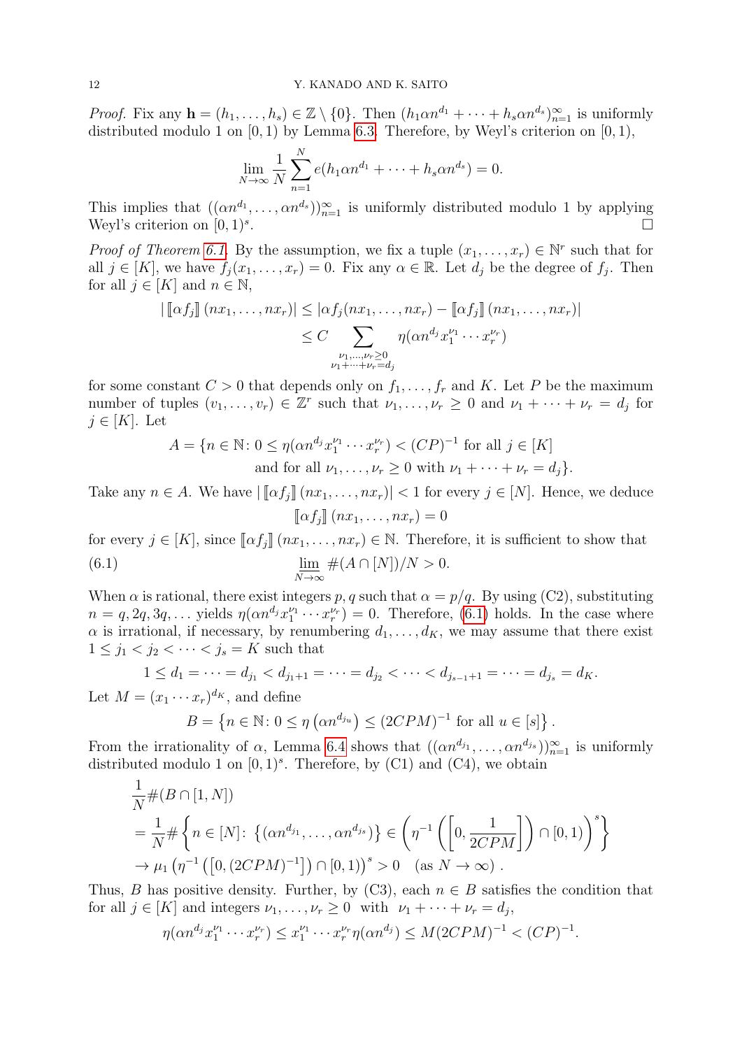*Proof.* Fix any $\mathbf{h} = (h_1, \dots, h_s) \in \mathbb{Z} \setminus \{0\}$. Then $(h_1 \alpha n^{d_1} + \cdots + h_s \alpha n^{d_s})_{n=1}^\infty$ is uniformly distributed modulo 1 on $[0,1)$ by Lemma 6.3. Therefore, by Weyl's criterion on $[0,1)$,

$$\lim_{N\to\infty} \frac{1}{N} \sum_{n=1}^{N} e(h_1 \alpha n^{d_1} + \cdots + h_s \alpha n^{d_s}) = 0.$$

This implies that $((\alpha n^{d_1}, \dots, \alpha n^{d_s}))_{n=1}^\infty$ is uniformly distributed modulo 1 by applying Weyl's criterion on $[0,1)^s$. $\square$

*Proof of Theorem 6.1.* By the assumption, we fix a tuple $(x_1, \dots, x_r) \in \mathbb{N}^r$ such that for all $j \in [K]$, we have $f_j(x_1, \dots, x_r) = 0$. Fix any $\alpha \in \mathbb{R}$. Let $d_j$ be the degree of $f_j$. Then for all $j \in [K]$ and $n \in \mathbb{N}$,

$$\begin{aligned}
|\llbracket \alpha f_j \rrbracket (nx_1, \dots, nx_r)| &\leq |\alpha f_j(nx_1, \dots, nx_r) - \llbracket \alpha f_j \rrbracket (nx_1, \dots, nx_r)| \\
&\leq C \sum_{\substack{\nu_1, \dots, \nu_r \geq 0 \\ \nu_1 + \cdots + \nu_r = d_j}} \eta(\alpha n^{d_j} x_1^{\nu_1} \cdots x_r^{\nu_r})
\end{aligned}$$

for some constant $C > 0$ that depends only on $f_1, \dots, f_r$ and $K$. Let $P$ be the maximum number of tuples $(v_1, \dots, v_r) \in \mathbb{Z}^r$ such that $\nu_1, \dots, \nu_r \geq 0$ and $\nu_1 + \cdots + \nu_r = d_j$ for $j \in [K]$. Let

$$\begin{aligned}
A = \{n \in \mathbb{N} \colon 0 \leq \eta(\alpha n^{d_j} x_1^{\nu_1} \cdots x_r^{\nu_r}) < (CP)^{-1} &\text{ for all } j \in [K] \\
&\text{and for all } \nu_1, \dots, \nu_r \geq 0 \text{ with } \nu_1 + \cdots + \nu_r = d_j\}.
\end{aligned}$$

Take any $n \in A$. We have $|\llbracket \alpha f_j \rrbracket (nx_1, \dots, nx_r)| < 1$ for every $j \in [N]$. Hence, we deduce

$$\llbracket \alpha f_j \rrbracket (nx_1, \dots, nx_r) = 0$$

for every $j \in [K]$, since $\llbracket \alpha f_j \rrbracket (nx_1, \dots, nx_r) \in \mathbb{N}$. Therefore, it is sufficient to show that

$$\varliminf_{N\to\infty} \#(A \cap [N])/N > 0. \tag{6.1}$$

When $\alpha$ is rational, there exist integers $p, q$ such that $\alpha = p/q$. By using (C2), substituting $n = q, 2q, 3q, \dots$ yields $\eta(\alpha n^{d_j} x_1^{\nu_1} \cdots x_r^{\nu_r}) = 0$. Therefore, (6.1) holds. In the case where $\alpha$ is irrational, if necessary, by renumbering $d_1, \dots, d_K$, we may assume that there exist $1 \leq j_1 < j_2 < \cdots < j_s = K$ such that

$$1 \leq d_1 = \cdots = d_{j_1} < d_{j_1+1} = \cdots = d_{j_2} < \cdots < d_{j_{s-1}+1} = \cdots = d_{j_s} = d_K.$$

Let $M = (x_1 \cdots x_r)^{d_K}$, and define

$$B = \left\{ n \in \mathbb{N} \colon 0 \leq \eta\left(\alpha n^{d_{j_u}}\right) \leq (2CPM)^{-1} \text{ for all } u \in [s] \right\}.$$

From the irrationality of $\alpha$, Lemma 6.4 shows that $((\alpha n^{d_{j_1}}, \dots, \alpha n^{d_{j_s}}))_{n=1}^\infty$ is uniformly distributed modulo 1 on $[0,1)^s$. Therefore, by (C1) and (C4), we obtain

$$\begin{aligned}
&\frac{1}{N} \#(B \cap [1, N]) \\
&= \frac{1}{N} \# \left\{ n \in [N] \colon \{(\alpha n^{d_{j_1}}, \dots, \alpha n^{d_{j_s}})\} \in \left( \eta^{-1}\left( \left[0, \frac{1}{2CPM}\right] \right) \cap [0,1) \right)^s \right\} \\
&\to \mu_1 \left( \eta^{-1}\left( [0, (2CPM)^{-1}] \right) \cap [0,1) \right)^s > 0 \quad (\text{as } N \to \infty).
\end{aligned}$$

Thus, $B$ has positive density. Further, by (C3), each $n \in B$ satisfies the condition that for all $j \in [K]$ and integers $\nu_1, \dots, \nu_r \geq 0$ with $\nu_1 + \cdots + \nu_r = d_j$,

$$\eta(\alpha n^{d_j} x_1^{\nu_1} \cdots x_r^{\nu_r}) \leq x_1^{\nu_1} \cdots x_r^{\nu_r} \eta(\alpha n^{d_j}) \leq M(2CPM)^{-1} < (CP)^{-1}.$$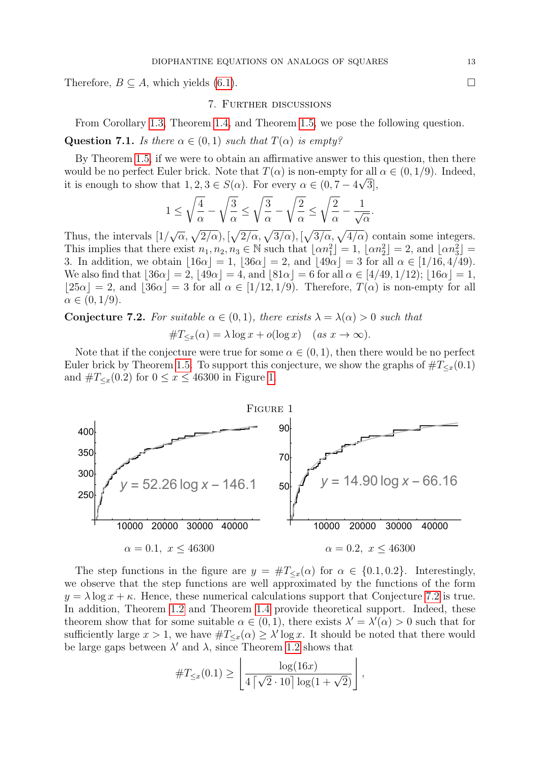Therefore, $B \subseteq A$, which yields (6.1). $\square$

## 7. Further discussions

From Corollary 1.3, Theorem 1.4, and Theorem 1.5, we pose the following question.

**Question 7.1.** *Is there $\alpha \in (0,1)$ such that $T(\alpha)$ is empty?*

By Theorem 1.5, if we were to obtain an affirmative answer to this question, then there would be no perfect Euler brick. Note that $T(\alpha)$ is non-empty for all $\alpha \in (0, 1/9)$. Indeed, it is enough to show that $1, 2, 3 \in S(\alpha)$. For every $\alpha \in (0, 7 - 4\sqrt{3}]$,

$$1 \le \sqrt{\frac{4}{\alpha}} - \sqrt{\frac{3}{\alpha}} \le \sqrt{\frac{3}{\alpha}} - \sqrt{\frac{2}{\alpha}} \le \sqrt{\frac{2}{\alpha}} - \frac{1}{\sqrt{\alpha}}.$$

Thus, the intervals $[1/\sqrt{\alpha}, \sqrt{2/\alpha}), [\sqrt{2/\alpha}, \sqrt{3/\alpha}), [\sqrt{3/\alpha}, \sqrt{4/\alpha})$ contain some integers. This implies that there exist $n_1, n_2, n_3 \in \mathbb{N}$ such that $\lfloor \alpha n_1^2 \rfloor = 1$, $\lfloor \alpha n_2^2 \rfloor = 2$, and $\lfloor \alpha n_3^2 \rfloor = 3$. In addition, we obtain $\lfloor 16\alpha \rfloor = 1$, $\lfloor 36\alpha \rfloor = 2$, and $\lfloor 49\alpha \rfloor = 3$ for all $\alpha \in [1/16, 4/49)$. We also find that $\lfloor 36\alpha \rfloor = 2$, $\lfloor 49\alpha \rfloor = 4$, and $\lfloor 81\alpha \rfloor = 6$ for all $\alpha \in [4/49, 1/12)$; $\lfloor 16\alpha \rfloor = 1$, $\lfloor 25\alpha \rfloor = 2$, and $\lfloor 36\alpha \rfloor = 3$ for all $\alpha \in [1/12, 1/9)$. Therefore, $T(\alpha)$ is non-empty for all $\alpha \in (0, 1/9)$.

**Conjecture 7.2.** *For suitable $\alpha \in (0,1)$, there exists $\lambda = \lambda(\alpha) > 0$ such that*

$$\#T_{\le x}(\alpha) = \lambda \log x + o(\log x) \quad (\text{as } x \to \infty).$$

Note that if the conjecture were true for some $\alpha \in (0,1)$, then there would be no perfect Euler brick by Theorem 1.5. To support this conjecture, we show the graphs of $\#T_{\le x}(0.1)$ and $\#T_{\le x}(0.2)$ for $0 \le x \le 46300$ in Figure 1.

Figure 1

$y = 52.26 \log x - 146.1$ — $\alpha = 0.1$, $x \le 46300$

$y = 14.90 \log x - 66.16$ — $\alpha = 0.2$, $x \le 46300$

The step functions in the figure are $y = \#T_{\le x}(\alpha)$ for $\alpha \in \{0.1, 0.2\}$. Interestingly, we observe that the step functions are well approximated by the functions of the form $y = \lambda \log x + \kappa$. Hence, these numerical calculations support that Conjecture 7.2 is true. In addition, Theorem 1.2 and Theorem 1.4 provide theoretical support. Indeed, these theorem show that for some suitable $\alpha \in (0,1)$, there exists $\lambda' = \lambda'(\alpha) > 0$ such that for sufficiently large $x > 1$, we have $\#T_{\le x}(\alpha) \ge \lambda' \log x$. It should be noted that there would be large gaps between $\lambda'$ and $\lambda$, since Theorem 1.2 shows that

$$\#T_{\le x}(0.1) \ge \left\lfloor \frac{\log(16x)}{4\lceil \sqrt{2} \cdot 10 \rceil \log(1 + \sqrt{2})} \right\rfloor,$$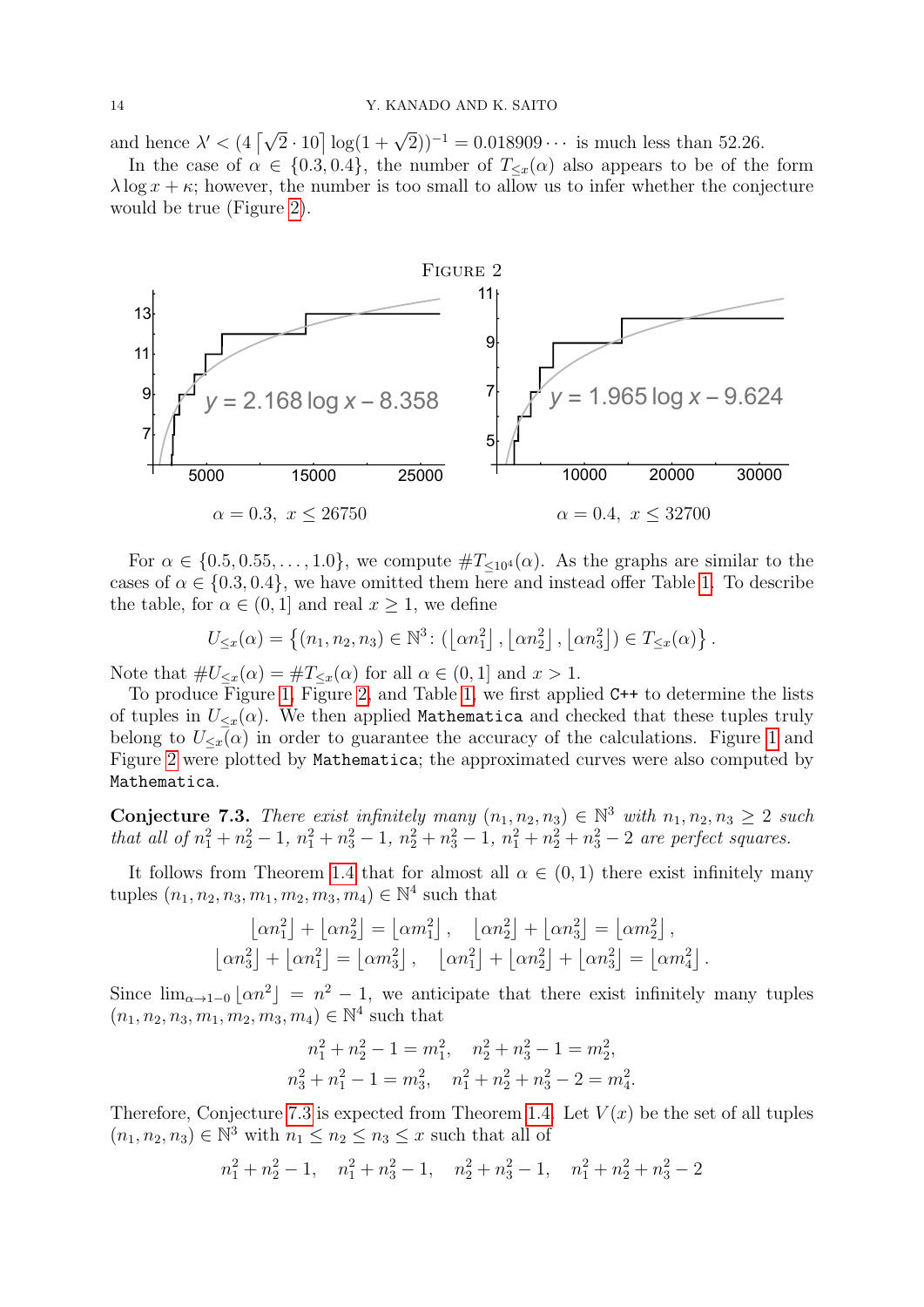and hence $\lambda' < (4\lceil\sqrt{2}\cdot 10\rceil \log(1+\sqrt{2}))^{-1} = 0.018909\cdots$ is much less than 52.26.

In the case of $\alpha \in \{0.3, 0.4\}$, the number of $T_{\le x}(\alpha)$ also appears to be of the form $\lambda \log x + \kappa$; however, the number is too small to allow us to infer whether the conjecture would be true (Figure 2).

FIGURE 2

$\alpha = 0.3,\ x \le 26750$ — $y = 2.168 \log x - 8.358$

$\alpha = 0.4,\ x \le 32700$ — $y = 1.965 \log x - 9.624$

For $\alpha \in \{0.5, 0.55, \dots, 1.0\}$, we compute $\#T_{\le 10^4}(\alpha)$. As the graphs are similar to the cases of $\alpha \in \{0.3, 0.4\}$, we have omitted them here and instead offer Table 1. To describe the table, for $\alpha \in (0,1]$ and real $x \ge 1$, we define

$$U_{\le x}(\alpha) = \left\{(n_1,n_2,n_3) \in \mathbb{N}^3 \colon (\lfloor \alpha n_1^2 \rfloor, \lfloor \alpha n_2^2 \rfloor, \lfloor \alpha n_3^2 \rfloor) \in T_{\le x}(\alpha)\right\}.$$

Note that $\#U_{\le x}(\alpha) = \#T_{\le x}(\alpha)$ for all $\alpha \in (0,1]$ and $x > 1$.

To produce Figure 1, Figure 2, and Table 1, we first applied `C++` to determine the lists of tuples in $U_{\le x}(\alpha)$. We then applied `Mathematica` and checked that these tuples truly belong to $U_{\le x}(\alpha)$ in order to guarantee the accuracy of the calculations. Figure 1 and Figure 2 were plotted by `Mathematica`; the approximated curves were also computed by `Mathematica`.

**Conjecture 7.3.** *There exist infinitely many $(n_1,n_2,n_3) \in \mathbb{N}^3$ with $n_1,n_2,n_3 \ge 2$ such that all of $n_1^2+n_2^2-1$, $n_1^2+n_3^2-1$, $n_2^2+n_3^2-1$, $n_1^2+n_2^2+n_3^2-2$ are perfect squares.*

It follows from Theorem 1.4 that for almost all $\alpha \in (0,1)$ there exist infinitely many tuples $(n_1,n_2,n_3,m_1,m_2,m_3,m_4) \in \mathbb{N}^4$ such that

$$\lfloor \alpha n_1^2 \rfloor + \lfloor \alpha n_2^2 \rfloor = \lfloor \alpha m_1^2 \rfloor, \quad \lfloor \alpha n_2^2 \rfloor + \lfloor \alpha n_3^2 \rfloor = \lfloor \alpha m_2^2 \rfloor,$$
$$\lfloor \alpha n_3^2 \rfloor + \lfloor \alpha n_1^2 \rfloor = \lfloor \alpha m_3^2 \rfloor, \quad \lfloor \alpha n_1^2 \rfloor + \lfloor \alpha n_2^2 \rfloor + \lfloor \alpha n_3^2 \rfloor = \lfloor \alpha m_4^2 \rfloor.$$

Since $\lim_{\alpha\to 1-0} \lfloor \alpha n^2 \rfloor = n^2-1$, we anticipate that there exist infinitely many tuples $(n_1,n_2,n_3,m_1,m_2,m_3,m_4) \in \mathbb{N}^4$ such that

$$n_1^2+n_2^2-1 = m_1^2, \quad n_2^2+n_3^2-1 = m_2^2,$$
$$n_3^2+n_1^2-1 = m_3^2, \quad n_1^2+n_2^2+n_3^2-2 = m_4^2.$$

Therefore, Conjecture 7.3 is expected from Theorem 1.4. Let $V(x)$ be the set of all tuples $(n_1,n_2,n_3) \in \mathbb{N}^3$ with $n_1 \le n_2 \le n_3 \le x$ such that all of

$$n_1^2+n_2^2-1, \quad n_1^2+n_3^2-1, \quad n_2^2+n_3^2-1, \quad n_1^2+n_2^2+n_3^2-2$$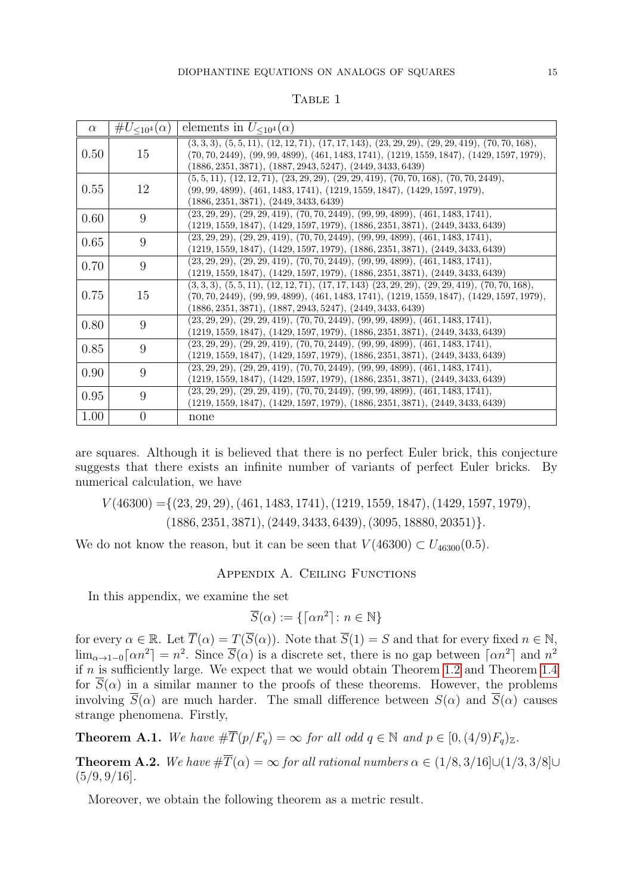Table 1

| $\alpha$ | $\#U_{\le 10^4}(\alpha)$ | elements in $U_{\le 10^4}(\alpha)$ |
|---|---|---|
| 0.50 | 15 | (3, 3, 3), (5, 5, 11), (12, 12, 71), (17, 17, 143), (23, 29, 29), (29, 29, 419), (70, 70, 168), (70, 70, 2449), (99, 99, 4899), (461, 1483, 1741), (1219, 1559, 1847), (1429, 1597, 1979), (1886, 2351, 3871), (1887, 2943, 5247), (2449, 3433, 6439) |
| 0.55 | 12 | (5, 5, 11), (12, 12, 71), (23, 29, 29), (29, 29, 419), (70, 70, 168), (70, 70, 2449), (99, 99, 4899), (461, 1483, 1741), (1219, 1559, 1847), (1429, 1597, 1979), (1886, 2351, 3871), (2449, 3433, 6439) |
| 0.60 | 9 | (23, 29, 29), (29, 29, 419), (70, 70, 2449), (99, 99, 4899), (461, 1483, 1741), (1219, 1559, 1847), (1429, 1597, 1979), (1886, 2351, 3871), (2449, 3433, 6439) |
| 0.65 | 9 | (23, 29, 29), (29, 29, 419), (70, 70, 2449), (99, 99, 4899), (461, 1483, 1741), (1219, 1559, 1847), (1429, 1597, 1979), (1886, 2351, 3871), (2449, 3433, 6439) |
| 0.70 | 9 | (23, 29, 29), (29, 29, 419), (70, 70, 2449), (99, 99, 4899), (461, 1483, 1741), (1219, 1559, 1847), (1429, 1597, 1979), (1886, 2351, 3871), (2449, 3433, 6439) |
| 0.75 | 15 | (3, 3, 3), (5, 5, 11), (12, 12, 71), (17, 17, 143) (23, 29, 29), (29, 29, 419), (70, 70, 168), (70, 70, 2449), (99, 99, 4899), (461, 1483, 1741), (1219, 1559, 1847), (1429, 1597, 1979), (1886, 2351, 3871), (1887, 2943, 5247), (2449, 3433, 6439) |
| 0.80 | 9 | (23, 29, 29), (29, 29, 419), (70, 70, 2449), (99, 99, 4899), (461, 1483, 1741), (1219, 1559, 1847), (1429, 1597, 1979), (1886, 2351, 3871), (2449, 3433, 6439) |
| 0.85 | 9 | (23, 29, 29), (29, 29, 419), (70, 70, 2449), (99, 99, 4899), (461, 1483, 1741), (1219, 1559, 1847), (1429, 1597, 1979), (1886, 2351, 3871), (2449, 3433, 6439) |
| 0.90 | 9 | (23, 29, 29), (29, 29, 419), (70, 70, 2449), (99, 99, 4899), (461, 1483, 1741), (1219, 1559, 1847), (1429, 1597, 1979), (1886, 2351, 3871), (2449, 3433, 6439) |
| 0.95 | 9 | (23, 29, 29), (29, 29, 419), (70, 70, 2449), (99, 99, 4899), (461, 1483, 1741), (1219, 1559, 1847), (1429, 1597, 1979), (1886, 2351, 3871), (2449, 3433, 6439) |
| 1.00 | 0 | none |

are squares. Although it is believed that there is no perfect Euler brick, this conjecture suggests that there exists an infinite number of variants of perfect Euler bricks. By numerical calculation, we have

$$\begin{aligned}V(46300) =\{&(23, 29, 29), (461, 1483, 1741), (1219, 1559, 1847), (1429, 1597, 1979),\\ &(1886, 2351, 3871), (2449, 3433, 6439), (3095, 18880, 20351)\}.\end{aligned}$$

We do not know the reason, but it can be seen that $V(46300) \subset U_{46300}(0.5)$.

## Appendix A. Ceiling Functions

In this appendix, we examine the set

$$\overline{S}(\alpha) := \{\lceil \alpha n^2 \rceil : n \in \mathbb{N}\}$$

for every $\alpha \in \mathbb{R}$. Let $\overline{T}(\alpha) = T(\overline{S}(\alpha))$. Note that $\overline{S}(1) = S$ and that for every fixed $n \in \mathbb{N}$, $\lim_{\alpha \to 1-0} \lceil \alpha n^2 \rceil = n^2$. Since $\overline{S}(\alpha)$ is a discrete set, there is no gap between $\lceil \alpha n^2 \rceil$ and $n^2$ if $n$ is sufficiently large. We expect that we would obtain Theorem 1.2 and Theorem 1.4 for $\overline{S}(\alpha)$ in a similar manner to the proofs of these theorems. However, the problems involving $\overline{S}(\alpha)$ are much harder. The small difference between $S(\alpha)$ and $\overline{S}(\alpha)$ causes strange phenomena. Firstly,

**Theorem A.1.** *We have $\#\overline{T}(p/F_q) = \infty$ for all odd $q \in \mathbb{N}$ and $p \in [0, (4/9)F_q)_{\mathbb{Z}}$.*

**Theorem A.2.** *We have $\#\overline{T}(\alpha) = \infty$ for all rational numbers $\alpha \in (1/8, 3/16] \cup (1/3, 3/8] \cup (5/9, 9/16]$.*

Moreover, we obtain the following theorem as a metric result.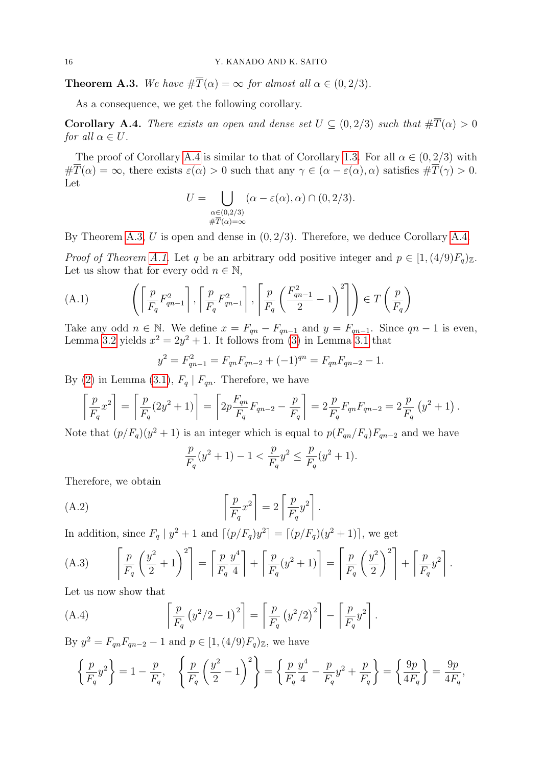**Theorem A.3.** *We have $\#\overline{T}(\alpha) = \infty$ for almost all $\alpha \in (0, 2/3)$.*

As a consequence, we get the following corollary.

**Corollary A.4.** *There exists an open and dense set $U \subseteq (0, 2/3)$ such that $\#\overline{T}(\alpha) > 0$ for all $\alpha \in U$.*

The proof of Corollary A.4 is similar to that of Corollary 1.3. For all $\alpha \in (0, 2/3)$ with $\#\overline{T}(\alpha) = \infty$, there exists $\varepsilon(\alpha) > 0$ such that any $\gamma \in (\alpha - \varepsilon(\alpha), \alpha)$ satisfies $\#\overline{T}(\gamma) > 0$. Let

$$U = \bigcup_{\substack{\alpha \in (0,2/3) \\ \#\overline{T}(\alpha) = \infty}} (\alpha - \varepsilon(\alpha), \alpha) \cap (0, 2/3).$$

By Theorem A.3, $U$ is open and dense in $(0, 2/3)$. Therefore, we deduce Corollary A.4.

*Proof of Theorem A.1.* Let $q$ be an arbitrary odd positive integer and $p \in [1, (4/9)F_q)_{\mathbb{Z}}$. Let us show that for every odd $n \in \mathbb{N}$,

$$\left( \left\lceil \frac{p}{F_q} F_{qn-1}^2 \right\rceil, \left\lceil \frac{p}{F_q} F_{qn-1}^2 \right\rceil, \left\lceil \frac{p}{F_q} \left( \frac{F_{qn-1}^2}{2} - 1 \right)^2 \right\rceil \right) \in T\left( \frac{p}{F_q} \right) \tag{A.1}$$

Take any odd $n \in \mathbb{N}$. We define $x = F_{qn} - F_{qn-1}$ and $y = F_{qn-1}$. Since $qn - 1$ is even, Lemma 3.2 yields $x^2 = 2y^2 + 1$. It follows from (3) in Lemma 3.1 that

$$y^2 = F_{qn-1}^2 = F_{qn}F_{qn-2} + (-1)^{qn} = F_{qn}F_{qn-2} - 1.$$

By (2) in Lemma (3.1), $F_q \mid F_{qn}$. Therefore, we have

$$\left\lceil \frac{p}{F_q} x^2 \right\rceil = \left\lceil \frac{p}{F_q}(2y^2 + 1) \right\rceil = \left\lceil 2p\frac{F_{qn}}{F_q}F_{qn-2} - \frac{p}{F_q} \right\rceil = 2\frac{p}{F_q}F_{qn}F_{qn-2} = 2\frac{p}{F_q}\left(y^2 + 1\right).$$

Note that $(p/F_q)(y^2 + 1)$ is an integer which is equal to $p(F_{qn}/F_q)F_{qn-2}$ and we have

$$\frac{p}{F_q}(y^2 + 1) - 1 < \frac{p}{F_q}y^2 \le \frac{p}{F_q}(y^2 + 1).$$

Therefore, we obtain

$$\left\lceil \frac{p}{F_q} x^2 \right\rceil = 2\left\lceil \frac{p}{F_q} y^2 \right\rceil. \tag{A.2}$$

In addition, since $F_q \mid y^2 + 1$ and $\lceil (p/F_q)y^2 \rceil = \lceil (p/F_q)(y^2 + 1) \rceil$, we get

$$\left\lceil \frac{p}{F_q}\left(\frac{y^2}{2} + 1\right)^2 \right\rceil = \left\lceil \frac{p}{F_q}\frac{y^4}{4} \right\rceil + \left\lceil \frac{p}{F_q}(y^2 + 1) \right\rceil = \left\lceil \frac{p}{F_q}\left(\frac{y^2}{2}\right)^2 \right\rceil + \left\lceil \frac{p}{F_q} y^2 \right\rceil. \tag{A.3}$$

Let us now show that

$$\left\lceil \frac{p}{F_q}\left(y^2/2 - 1\right)^2 \right\rceil = \left\lceil \frac{p}{F_q}\left(y^2/2\right)^2 \right\rceil - \left\lceil \frac{p}{F_q} y^2 \right\rceil. \tag{A.4}$$

By $y^2 = F_{qn}F_{qn-2} - 1$ and $p \in [1, (4/9)F_q)_{\mathbb{Z}}$, we have

$$\left\{ \frac{p}{F_q} y^2 \right\} = 1 - \frac{p}{F_q}, \quad \left\{ \frac{p}{F_q}\left(\frac{y^2}{2} - 1\right)^2 \right\} = \left\{ \frac{p}{F_q}\frac{y^4}{4} - \frac{p}{F_q}y^2 + \frac{p}{F_q} \right\} = \left\{ \frac{9p}{4F_q} \right\} = \frac{9p}{4F_q},$$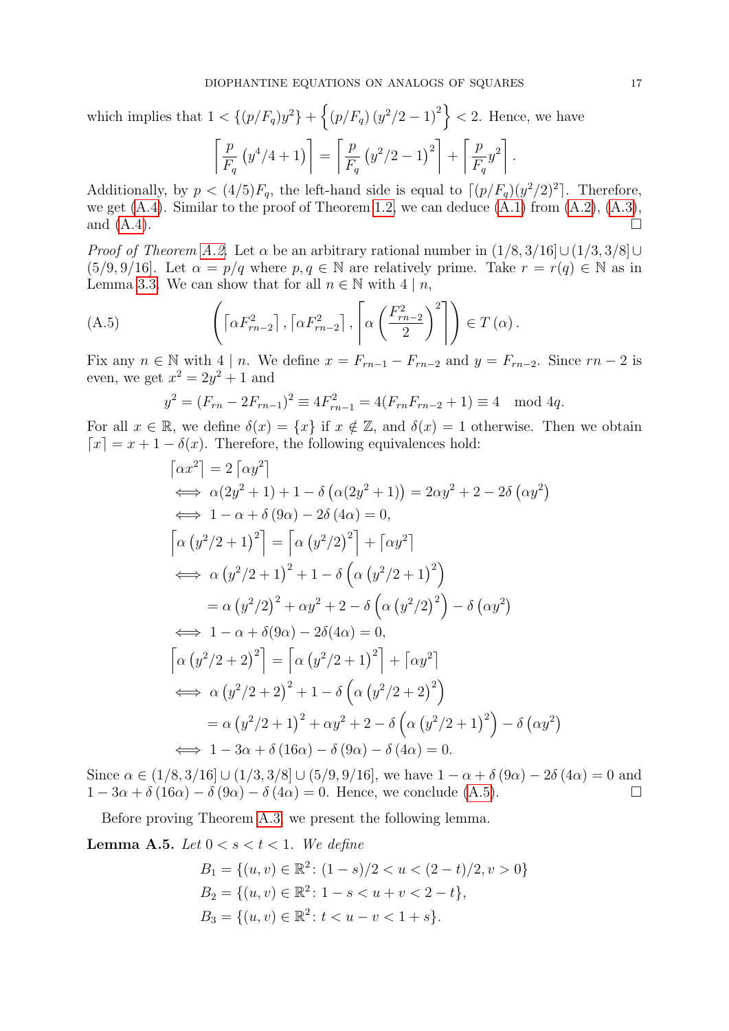which implies that $1 < \{(p/F_q)y^2\} + \left\{(p/F_q)\left(y^2/2-1\right)^2\right\} < 2$. Hence, we have

$$\left\lceil \frac{p}{F_q}\left(y^4/4+1\right)\right\rceil = \left\lceil \frac{p}{F_q}\left(y^2/2-1\right)^2\right\rceil + \left\lceil \frac{p}{F_q}y^2\right\rceil.$$

Additionally, by $p < (4/5)F_q$, the left-hand side is equal to $\lceil (p/F_q)(y^2/2)^2\rceil$. Therefore, we get (A.4). Similar to the proof of Theorem 1.2, we can deduce (A.1) from (A.2), (A.3), and (A.4). $\square$

*Proof of Theorem A.2.* Let $\alpha$ be an arbitrary rational number in $(1/8, 3/16] \cup (1/3, 3/8] \cup (5/9, 9/16]$. Let $\alpha = p/q$ where $p, q \in \mathbb{N}$ are relatively prime. Take $r = r(q) \in \mathbb{N}$ as in Lemma 3.3. We can show that for all $n \in \mathbb{N}$ with $4 \mid n$,

$$\left(\left\lceil \alpha F_{rn-2}^2\right\rceil, \left\lceil \alpha F_{rn-2}^2\right\rceil, \left\lceil \alpha\left(\frac{F_{rn-2}^2}{2}\right)^2\right\rceil\right) \in T(\alpha). \tag{A.5}$$

Fix any $n \in \mathbb{N}$ with $4 \mid n$. We define $x = F_{rn-1} - F_{rn-2}$ and $y = F_{rn-2}$. Since $rn-2$ is even, we get $x^2 = 2y^2+1$ and

$$y^2 = (F_{rn} - 2F_{rn-1})^2 \equiv 4F_{rn-1}^2 = 4(F_{rn}F_{rn-2}+1) \equiv 4 \mod 4q.$$

For all $x \in \mathbb{R}$, we define $\delta(x) = \{x\}$ if $x \notin \mathbb{Z}$, and $\delta(x) = 1$ otherwise. Then we obtain $\lceil x\rceil = x + 1 - \delta(x)$. Therefore, the following equivalences hold:

$$\begin{aligned}
&\left\lceil \alpha x^2\right\rceil = 2\left\lceil \alpha y^2\right\rceil \\
&\iff \alpha(2y^2+1) + 1 - \delta\left(\alpha(2y^2+1)\right) = 2\alpha y^2 + 2 - 2\delta\left(\alpha y^2\right) \\
&\iff 1 - \alpha + \delta(9\alpha) - 2\delta(4\alpha) = 0, \\
&\left\lceil \alpha\left(y^2/2+1\right)^2\right\rceil = \left\lceil \alpha\left(y^2/2\right)^2\right\rceil + \left\lceil \alpha y^2\right\rceil \\
&\iff \alpha\left(y^2/2+1\right)^2 + 1 - \delta\left(\alpha\left(y^2/2+1\right)^2\right) \\
&\qquad = \alpha\left(y^2/2\right)^2 + \alpha y^2 + 2 - \delta\left(\alpha\left(y^2/2\right)^2\right) - \delta\left(\alpha y^2\right) \\
&\iff 1 - \alpha + \delta(9\alpha) - 2\delta(4\alpha) = 0, \\
&\left\lceil \alpha\left(y^2/2+2\right)^2\right\rceil = \left\lceil \alpha\left(y^2/2+1\right)^2\right\rceil + \left\lceil \alpha y^2\right\rceil \\
&\iff \alpha\left(y^2/2+2\right)^2 + 1 - \delta\left(\alpha\left(y^2/2+2\right)^2\right) \\
&\qquad = \alpha\left(y^2/2+1\right)^2 + \alpha y^2 + 2 - \delta\left(\alpha\left(y^2/2+1\right)^2\right) - \delta\left(\alpha y^2\right) \\
&\iff 1 - 3\alpha + \delta(16\alpha) - \delta(9\alpha) - \delta(4\alpha) = 0.
\end{aligned}$$

Since $\alpha \in (1/8, 3/16] \cup (1/3, 3/8] \cup (5/9, 9/16]$, we have $1 - \alpha + \delta(9\alpha) - 2\delta(4\alpha) = 0$ and $1 - 3\alpha + \delta(16\alpha) - \delta(9\alpha) - \delta(4\alpha) = 0$. Hence, we conclude (A.5). $\square$

Before proving Theorem A.3, we present the following lemma.

**Lemma A.5.** *Let $0 < s < t < 1$. We define*

$$B_1 = \{(u,v) \in \mathbb{R}^2 \colon (1-s)/2 < u < (2-t)/2, v > 0\}$$
$$B_2 = \{(u,v) \in \mathbb{R}^2 \colon 1-s < u+v < 2-t\},$$
$$B_3 = \{(u,v) \in \mathbb{R}^2 \colon t < u-v < 1+s\}.$$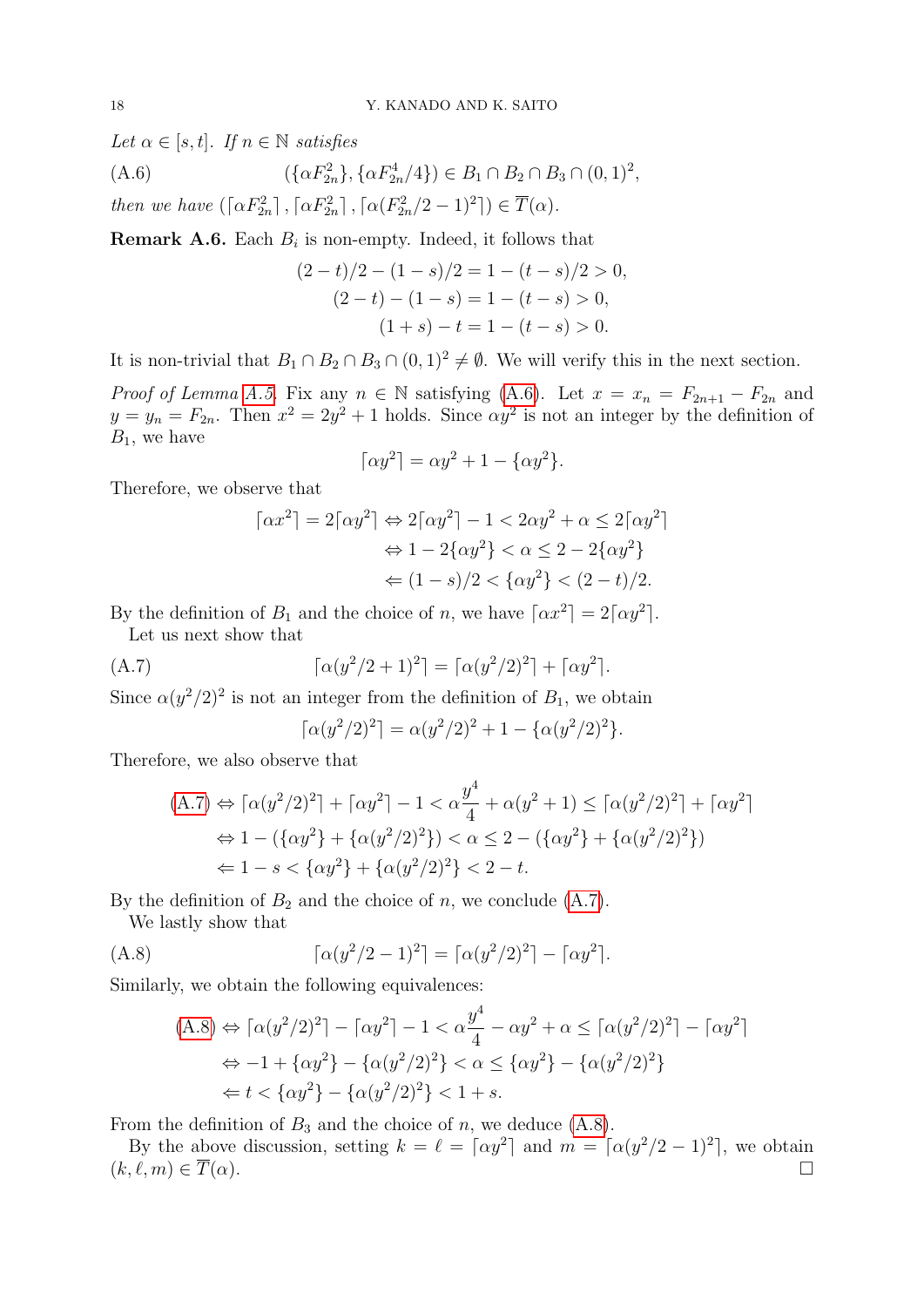*Let $\alpha \in [s,t]$. If $n \in \mathbb{N}$ satisfies*

$$(\{\alpha F_{2n}^2\}, \{\alpha F_{2n}^4/4\}) \in B_1 \cap B_2 \cap B_3 \cap (0,1)^2, \tag{A.6}$$

*then we have* $(\lceil \alpha F_{2n}^2 \rceil, \lceil \alpha F_{2n}^2 \rceil, \lceil \alpha (F_{2n}^2/2-1)^2 \rceil) \in \overline{T}(\alpha)$.

**Remark A.6.** Each $B_i$ is non-empty. Indeed, it follows that

$$(2-t)/2 - (1-s)/2 = 1 - (t-s)/2 > 0,$$
$$(2-t) - (1-s) = 1 - (t-s) > 0,$$
$$(1+s) - t = 1 - (t-s) > 0.$$

It is non-trivial that $B_1 \cap B_2 \cap B_3 \cap (0,1)^2 \neq \emptyset$. We will verify this in the next section.

*Proof of Lemma A.5.* Fix any $n \in \mathbb{N}$ satisfying (A.6). Let $x = x_n = F_{2n+1} - F_{2n}$ and $y = y_n = F_{2n}$. Then $x^2 = 2y^2 + 1$ holds. Since $\alpha y^2$ is not an integer by the definition of $B_1$, we have

$$\lceil \alpha y^2 \rceil = \alpha y^2 + 1 - \{\alpha y^2\}.$$

Therefore, we observe that

$$\begin{aligned}
\lceil \alpha x^2 \rceil = 2\lceil \alpha y^2 \rceil &\Leftrightarrow 2\lceil \alpha y^2 \rceil - 1 < 2\alpha y^2 + \alpha \le 2\lceil \alpha y^2 \rceil \\
&\Leftrightarrow 1 - 2\{\alpha y^2\} < \alpha \le 2 - 2\{\alpha y^2\} \\
&\Leftarrow (1-s)/2 < \{\alpha y^2\} < (2-t)/2.
\end{aligned}$$

By the definition of $B_1$ and the choice of $n$, we have $\lceil \alpha x^2 \rceil = 2\lceil \alpha y^2 \rceil$.

Let us next show that

$$\lceil \alpha (y^2/2+1)^2 \rceil = \lceil \alpha (y^2/2)^2 \rceil + \lceil \alpha y^2 \rceil. \tag{A.7}$$

Since $\alpha (y^2/2)^2$ is not an integer from the definition of $B_1$, we obtain

$$\lceil \alpha (y^2/2)^2 \rceil = \alpha (y^2/2)^2 + 1 - \{\alpha (y^2/2)^2\}.$$

Therefore, we also observe that

$$\begin{aligned}
\text{(A.7)} &\Leftrightarrow \lceil \alpha (y^2/2)^2 \rceil + \lceil \alpha y^2 \rceil - 1 < \alpha \frac{y^4}{4} + \alpha(y^2+1) \le \lceil \alpha (y^2/2)^2 \rceil + \lceil \alpha y^2 \rceil \\
&\Leftrightarrow 1 - (\{\alpha y^2\} + \{\alpha (y^2/2)^2\}) < \alpha \le 2 - (\{\alpha y^2\} + \{\alpha (y^2/2)^2\}) \\
&\Leftarrow 1 - s < \{\alpha y^2\} + \{\alpha (y^2/2)^2\} < 2 - t.
\end{aligned}$$

By the definition of $B_2$ and the choice of $n$, we conclude (A.7).

We lastly show that

$$\lceil \alpha (y^2/2-1)^2 \rceil = \lceil \alpha (y^2/2)^2 \rceil - \lceil \alpha y^2 \rceil. \tag{A.8}$$

Similarly, we obtain the following equivalences:

$$\begin{aligned}
\text{(A.8)} &\Leftrightarrow \lceil \alpha (y^2/2)^2 \rceil - \lceil \alpha y^2 \rceil - 1 < \alpha \frac{y^4}{4} - \alpha y^2 + \alpha \le \lceil \alpha (y^2/2)^2 \rceil - \lceil \alpha y^2 \rceil \\
&\Leftrightarrow -1 + \{\alpha y^2\} - \{\alpha (y^2/2)^2\} < \alpha \le \{\alpha y^2\} - \{\alpha (y^2/2)^2\} \\
&\Leftarrow t < \{\alpha y^2\} - \{\alpha (y^2/2)^2\} < 1 + s.
\end{aligned}$$

From the definition of $B_3$ and the choice of $n$, we deduce (A.8).

By the above discussion, setting $k = \ell = \lceil \alpha y^2 \rceil$ and $m = \lceil \alpha (y^2/2-1)^2 \rceil$, we obtain $(k, \ell, m) \in \overline{T}(\alpha)$. $\square$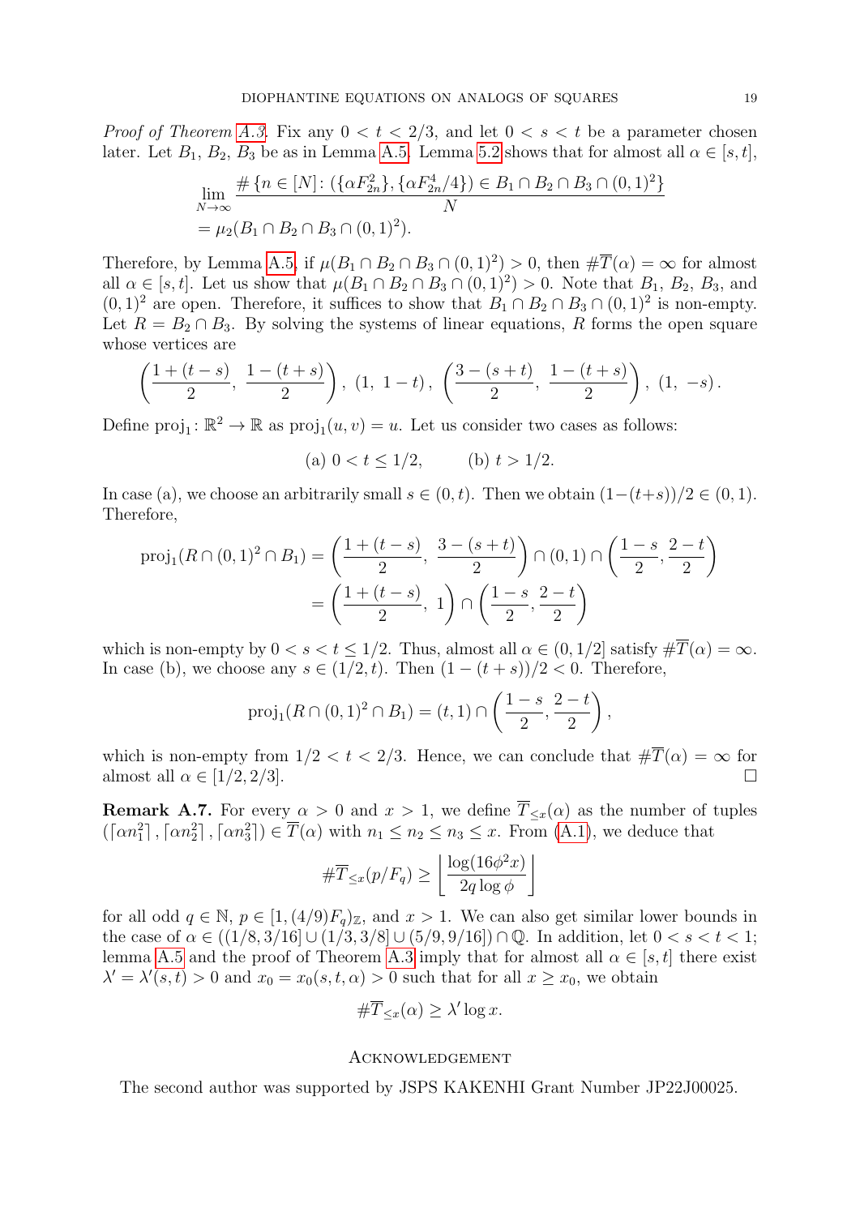*Proof of Theorem A.3.* Fix any $0 < t < 2/3$, and let $0 < s < t$ be a parameter chosen later. Let $B_1$, $B_2$, $B_3$ be as in Lemma A.5. Lemma 5.2 shows that for almost all $\alpha \in [s, t]$,

$$\lim_{N\to\infty} \frac{\#\{n \in [N] \colon (\{\alpha F_{2n}^2\}, \{\alpha F_{2n}^4/4\}) \in B_1 \cap B_2 \cap B_3 \cap (0,1)^2\}}{N}$$
$$= \mu_2(B_1 \cap B_2 \cap B_3 \cap (0,1)^2).$$

Therefore, by Lemma A.5, if $\mu(B_1 \cap B_2 \cap B_3 \cap (0,1)^2) > 0$, then $\#\overline{T}(\alpha) = \infty$ for almost all $\alpha \in [s, t]$. Let us show that $\mu(B_1 \cap B_2 \cap B_3 \cap (0,1)^2) > 0$. Note that $B_1$, $B_2$, $B_3$, and $(0,1)^2$ are open. Therefore, it suffices to show that $B_1 \cap B_2 \cap B_3 \cap (0,1)^2$ is non-empty. Let $R = B_2 \cap B_3$. By solving the systems of linear equations, $R$ forms the open square whose vertices are

$$\left(\frac{1+(t-s)}{2},\ \frac{1-(t+s)}{2}\right),\ (1,\ 1-t),\ \left(\frac{3-(s+t)}{2},\ \frac{1-(t+s)}{2}\right),\ (1,\ -s).$$

Define $\mathrm{proj}_1 \colon \mathbb{R}^2 \to \mathbb{R}$ as $\mathrm{proj}_1(u, v) = u$. Let us consider two cases as follows:

$$\text{(a) } 0 < t \leq 1/2, \qquad \text{(b) } t > 1/2.$$

In case (a), we choose an arbitrarily small $s \in (0, t)$. Then we obtain $(1-(t+s))/2 \in (0, 1)$. Therefore,

$$\begin{aligned}
\mathrm{proj}_1(R \cap (0,1)^2 \cap B_1) &= \left(\frac{1+(t-s)}{2},\ \frac{3-(s+t)}{2}\right) \cap (0,1) \cap \left(\frac{1-s}{2}, \frac{2-t}{2}\right) \\
&= \left(\frac{1+(t-s)}{2},\ 1\right) \cap \left(\frac{1-s}{2}, \frac{2-t}{2}\right)
\end{aligned}$$

which is non-empty by $0 < s < t \leq 1/2$. Thus, almost all $\alpha \in (0, 1/2]$ satisfy $\#\overline{T}(\alpha) = \infty$. In case (b), we choose any $s \in (1/2, t)$. Then $(1-(t+s))/2 < 0$. Therefore,

$$\mathrm{proj}_1(R \cap (0,1)^2 \cap B_1) = (t, 1) \cap \left(\frac{1-s}{2}, \frac{2-t}{2}\right),$$

which is non-empty from $1/2 < t < 2/3$. Hence, we can conclude that $\#\overline{T}(\alpha) = \infty$ for almost all $\alpha \in [1/2, 2/3]$. $\square$

**Remark A.7.** For every $\alpha > 0$ and $x > 1$, we define $\overline{T}_{\leq x}(\alpha)$ as the number of tuples $(\lceil \alpha n_1^2 \rceil, \lceil \alpha n_2^2 \rceil, \lceil \alpha n_3^2 \rceil) \in \overline{T}(\alpha)$ with $n_1 \leq n_2 \leq n_3 \leq x$. From (A.1), we deduce that

$$\#\overline{T}_{\leq x}(p/F_q) \geq \left\lfloor \frac{\log(16\phi^2 x)}{2q \log \phi} \right\rfloor$$

for all odd $q \in \mathbb{N}$, $p \in [1, (4/9)F_q)_{\mathbb{Z}}$, and $x > 1$. We can also get similar lower bounds in the case of $\alpha \in ((1/8, 3/16] \cup (1/3, 3/8] \cup (5/9, 9/16]) \cap \mathbb{Q}$. In addition, let $0 < s < t < 1$; lemma A.5 and the proof of Theorem A.3 imply that for almost all $\alpha \in [s, t]$ there exist $\lambda' = \lambda'(s, t) > 0$ and $x_0 = x_0(s, t, \alpha) > 0$ such that for all $x \geq x_0$, we obtain

$$\#\overline{T}_{\leq x}(\alpha) \geq \lambda' \log x.$$

## Acknowledgement

The second author was supported by JSPS KAKENHI Grant Number JP22J00025.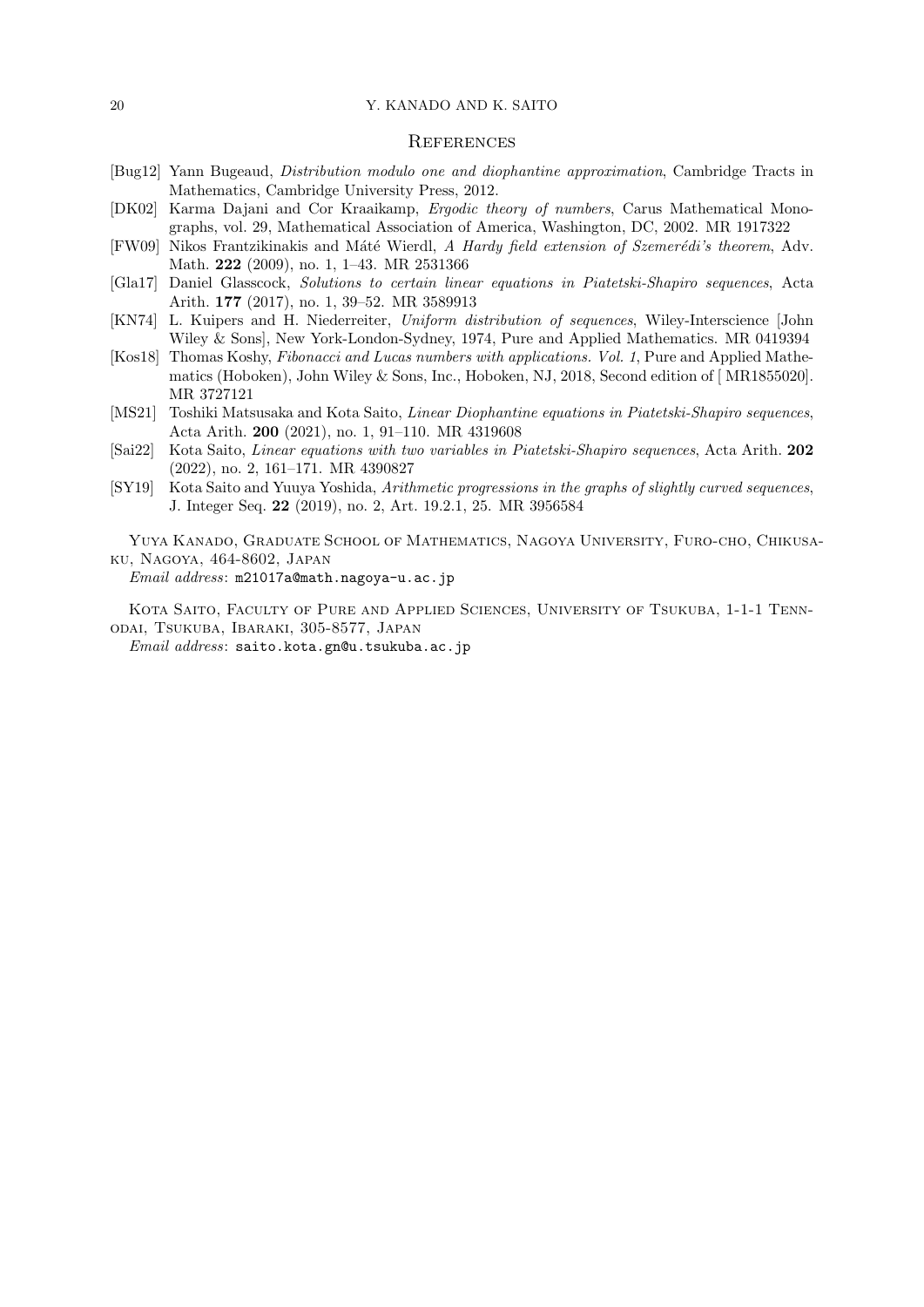## References

[Bug12] Yann Bugeaud, *Distribution modulo one and diophantine approximation*, Cambridge Tracts in Mathematics, Cambridge University Press, 2012.

[DK02] Karma Dajani and Cor Kraaikamp, *Ergodic theory of numbers*, Carus Mathematical Monographs, vol. 29, Mathematical Association of America, Washington, DC, 2002. MR 1917322

[FW09] Nikos Frantzikinakis and Máté Wierdl, *A Hardy field extension of Szemerédi's theorem*, Adv. Math. **222** (2009), no. 1, 1–43. MR 2531366

[Gla17] Daniel Glasscock, *Solutions to certain linear equations in Piatetski-Shapiro sequences*, Acta Arith. **177** (2017), no. 1, 39–52. MR 3589913

[KN74] L. Kuipers and H. Niederreiter, *Uniform distribution of sequences*, Wiley-Interscience [John Wiley & Sons], New York-London-Sydney, 1974, Pure and Applied Mathematics. MR 0419394

[Kos18] Thomas Koshy, *Fibonacci and Lucas numbers with applications. Vol. 1*, Pure and Applied Mathematics (Hoboken), John Wiley & Sons, Inc., Hoboken, NJ, 2018, Second edition of [ MR1855020]. MR 3727121

[MS21] Toshiki Matsusaka and Kota Saito, *Linear Diophantine equations in Piatetski-Shapiro sequences*, Acta Arith. **200** (2021), no. 1, 91–110. MR 4319608

[Sai22] Kota Saito, *Linear equations with two variables in Piatetski-Shapiro sequences*, Acta Arith. **202** (2022), no. 2, 161–171. MR 4390827

[SY19] Kota Saito and Yuuya Yoshida, *Arithmetic progressions in the graphs of slightly curved sequences*, J. Integer Seq. **22** (2019), no. 2, Art. 19.2.1, 25. MR 3956584

Yuya Kanado, Graduate School of Mathematics, Nagoya University, Furo-cho, Chikusa-ku, Nagoya, 464-8602, Japan

*Email address*: m21017a@math.nagoya-u.ac.jp

Kota Saito, Faculty of Pure and Applied Sciences, University of Tsukuba, 1-1-1 Tennodai, Tsukuba, Ibaraki, 305-8577, Japan

*Email address*: saito.kota.gn@u.tsukuba.ac.jp